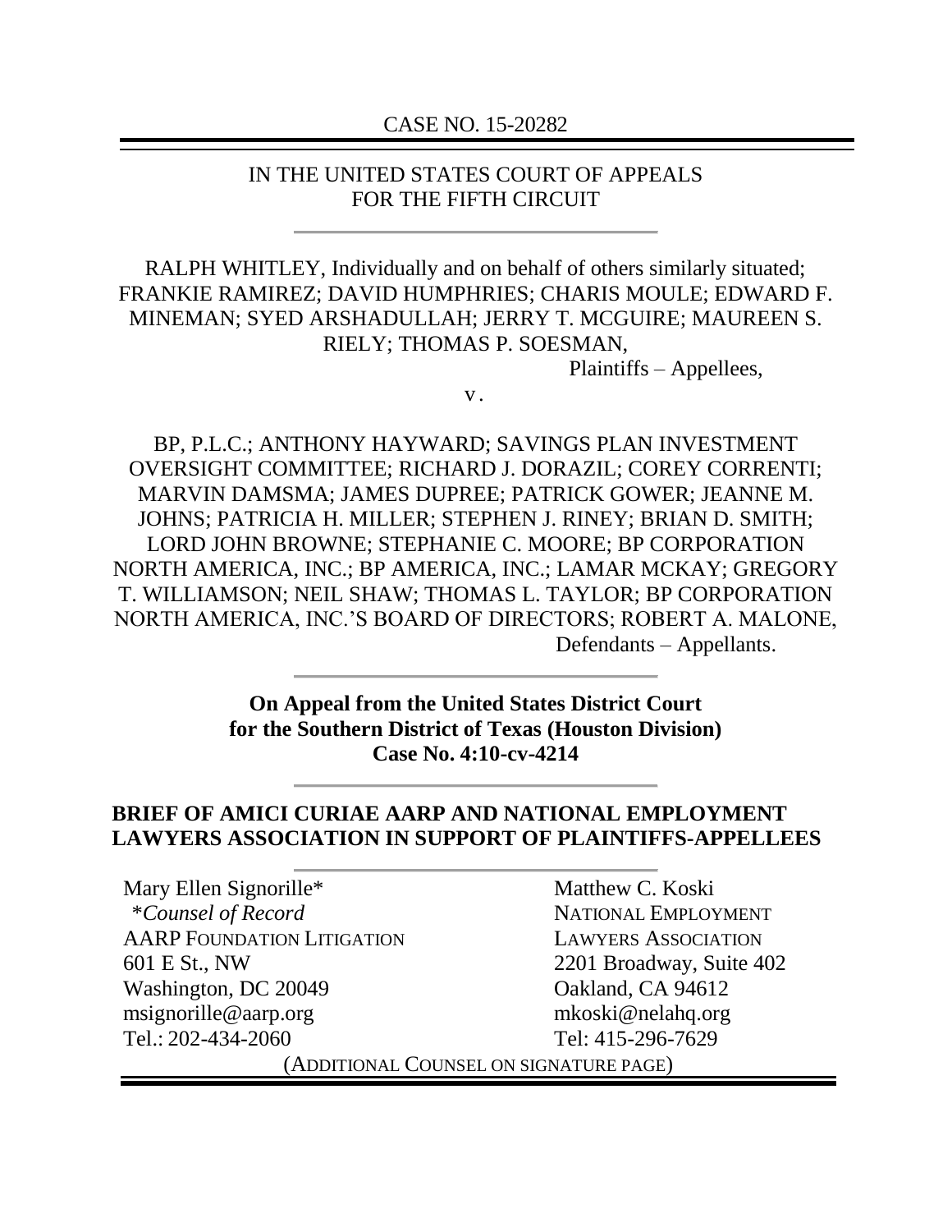CASE NO. 15-20282

IN THE UNITED STATES COURT OF APPEALS
FOR THE FIFTH CIRCUIT

---

RALPH WHITLEY, Individually and on behalf of others similarly situated; FRANKIE RAMIREZ; DAVID HUMPHRIES; CHARIS MOULE; EDWARD F. MINEMAN; SYED ARSHADULLAH; JERRY T. MCGUIRE; MAUREEN S. RIELY; THOMAS P. SOESMAN,

Plaintiffs – Appellees,

v.

BP, P.L.C.; ANTHONY HAYWARD; SAVINGS PLAN INVESTMENT OVERSIGHT COMMITTEE; RICHARD J. DORAZIL; COREY CORRENTI; MARVIN DAMSMA; JAMES DUPREE; PATRICK GOWER; JEANNE M. JOHNS; PATRICIA H. MILLER; STEPHEN J. RINEY; BRIAN D. SMITH; LORD JOHN BROWNE; STEPHANIE C. MOORE; BP CORPORATION NORTH AMERICA, INC.; BP AMERICA, INC.; LAMAR MCKAY; GREGORY T. WILLIAMSON; NEIL SHAW; THOMAS L. TAYLOR; BP CORPORATION NORTH AMERICA, INC.'S BOARD OF DIRECTORS; ROBERT A. MALONE,

Defendants – Appellants.

---

**On Appeal from the United States District Court for the Southern District of Texas (Houston Division) Case No. 4:10-cv-4214**

---

**BRIEF OF AMICI CURIAE AARP AND NATIONAL EMPLOYMENT LAWYERS ASSOCIATION IN SUPPORT OF PLAINTIFFS-APPELLEES**

---

Mary Ellen Signorille*
*Counsel of Record*
AARP FOUNDATION LITIGATION
601 E St., NW
Washington, DC 20049
msignorille@aarp.org
Tel.: 202-434-2060

Matthew C. Koski
NATIONAL EMPLOYMENT LAWYERS ASSOCIATION
2201 Broadway, Suite 402
Oakland, CA 94612
mkoski@nelahq.org
Tel: 415-296-7629

(ADDITIONAL COUNSEL ON SIGNATURE PAGE)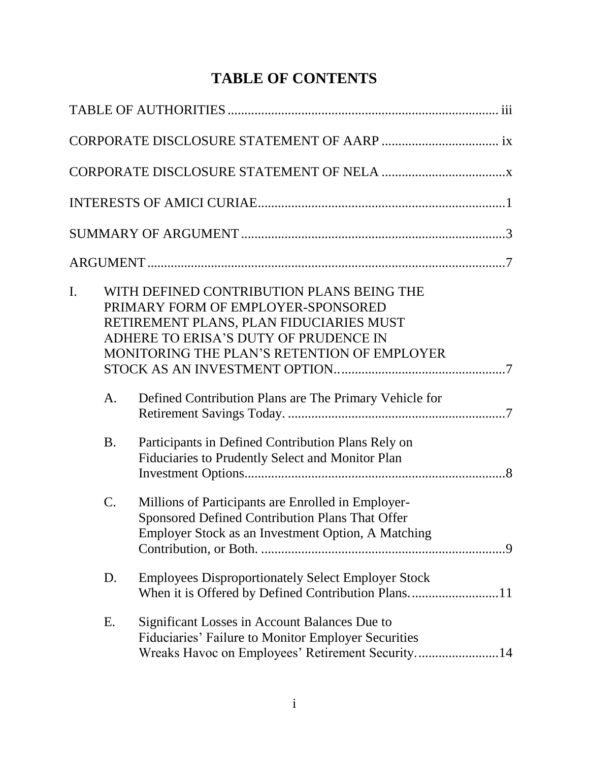# TABLE OF CONTENTS

TABLE OF AUTHORITIES ........................................................................ iii

CORPORATE DISCLOSURE STATEMENT OF AARP .................................. ix

CORPORATE DISCLOSURE STATEMENT OF NELA ....................................x

INTERESTS OF AMICI CURIAE.........................................................................1

SUMMARY OF ARGUMENT ..............................................................................3

ARGUMENT ..........................................................................................................7

I. WITH DEFINED CONTRIBUTION PLANS BEING THE PRIMARY FORM OF EMPLOYER-SPONSORED RETIREMENT PLANS, PLAN FIDUCIARIES MUST ADHERE TO ERISA'S DUTY OF PRUDENCE IN MONITORING THE PLAN'S RETENTION OF EMPLOYER STOCK AS AN INVESTMENT OPTION. ..................................................7

   A. Defined Contribution Plans are The Primary Vehicle for Retirement Savings Today. .................................................................7

   B. Participants in Defined Contribution Plans Rely on Fiduciaries to Prudently Select and Monitor Plan Investment Options.............................................................................8

   C. Millions of Participants are Enrolled in Employer-Sponsored Defined Contribution Plans That Offer Employer Stock as an Investment Option, A Matching Contribution, or Both. ........................................................................9

   D. Employees Disproportionately Select Employer Stock When it is Offered by Defined Contribution Plans. ..........................11

   E. Significant Losses in Account Balances Due to Fiduciaries' Failure to Monitor Employer Securities Wreaks Havoc on Employees' Retirement Security. ........................14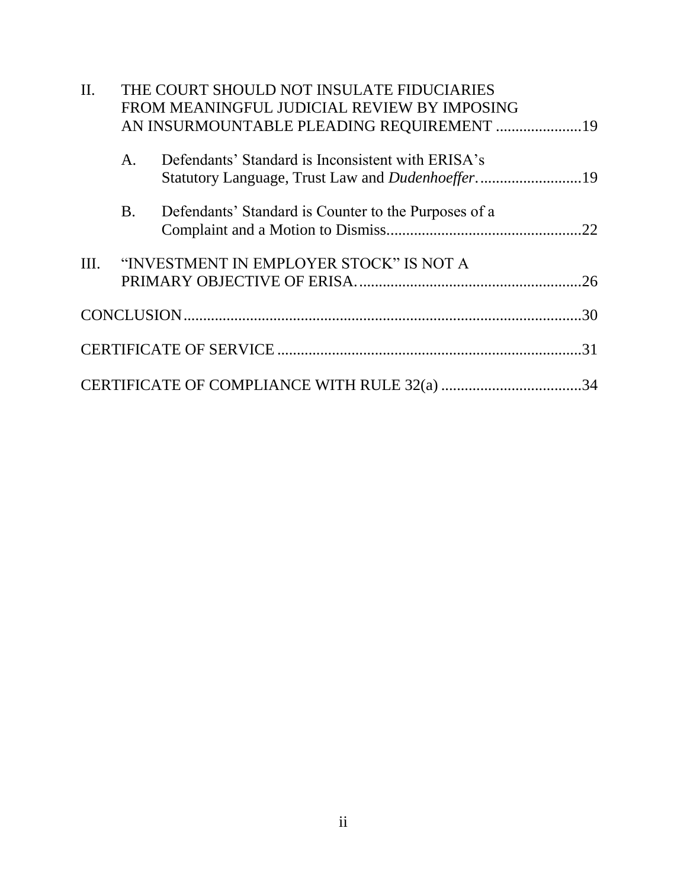II. THE COURT SHOULD NOT INSULATE FIDUCIARIES FROM MEANINGFUL JUDICIAL REVIEW BY IMPOSING AN INSURMOUNTABLE PLEADING REQUIREMENT ......................19

A. Defendants' Standard is Inconsistent with ERISA's Statutory Language, Trust Law and *Dudenhoeffer*...........................19

B. Defendants' Standard is Counter to the Purposes of a Complaint and a Motion to Dismiss..................................................22

III. "INVESTMENT IN EMPLOYER STOCK" IS NOT A PRIMARY OBJECTIVE OF ERISA..........................................................26

CONCLUSION......................................................................................30

CERTIFICATE OF SERVICE ..............................................................31

CERTIFICATE OF COMPLIANCE WITH RULE 32(a) ....................................34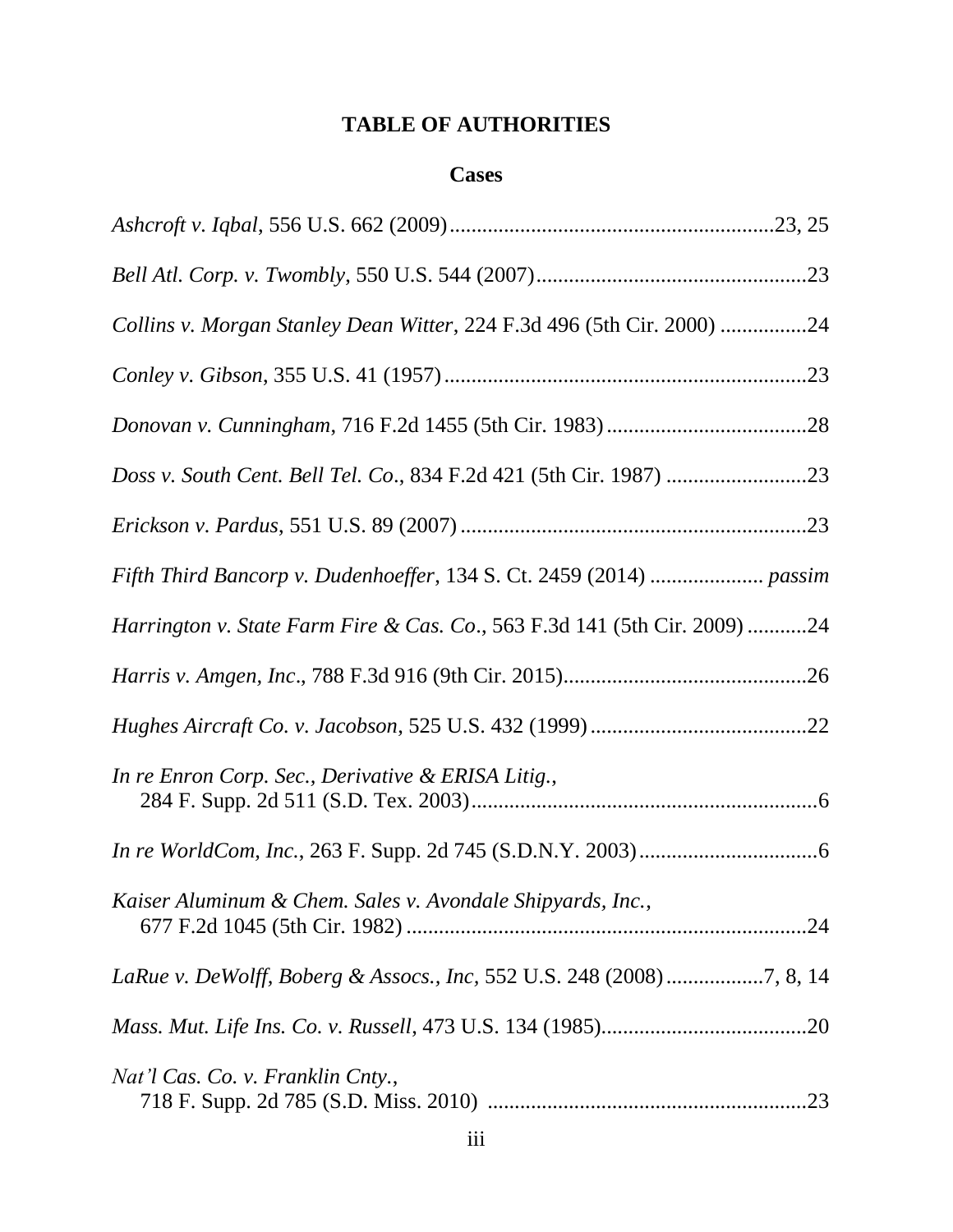# TABLE OF AUTHORITIES

## Cases

*Ashcroft v. Iqbal*, 556 U.S. 662 (2009)............................................................23, 25

*Bell Atl. Corp. v. Twombly*, 550 U.S. 544 (2007)..................................................23

*Collins v. Morgan Stanley Dean Witter*, 224 F.3d 496 (5th Cir. 2000) ................24

*Conley v. Gibson*, 355 U.S. 41 (1957)...................................................................23

*Donovan v. Cunningham*, 716 F.2d 1455 (5th Cir. 1983).....................................28

*Doss v. South Cent. Bell Tel. Co*., 834 F.2d 421 (5th Cir. 1987) ..........................23

*Erickson v. Pardus*, 551 U.S. 89 (2007)................................................................23

*Fifth Third Bancorp v. Dudenhoeffer*, 134 S. Ct. 2459 (2014) .................... *passim*

*Harrington v. State Farm Fire & Cas. Co*., 563 F.3d 141 (5th Cir. 2009) ...........24

*Harris v. Amgen, Inc*., 788 F.3d 916 (9th Cir. 2015).............................................26

*Hughes Aircraft Co. v. Jacobson,* 525 U.S. 432 (1999)........................................22

*In re Enron Corp. Sec., Derivative & ERISA Litig.*,
284 F. Supp. 2d 511 (S.D. Tex. 2003)................................................................6

*In re WorldCom, Inc.*, 263 F. Supp. 2d 745 (S.D.N.Y. 2003).................................6

*Kaiser Aluminum & Chem. Sales v. Avondale Shipyards, Inc.*,
677 F.2d 1045 (5th Cir. 1982)..........................................................................24

*LaRue v. DeWolff, Boberg & Assocs., Inc,* 552 U.S. 248 (2008).................7, 8, 14

*Mass. Mut. Life Ins. Co. v. Russell*, 473 U.S. 134 (1985)......................................20

*Nat'l Cas. Co. v. Franklin Cnty.*,
718 F. Supp. 2d 785 (S.D. Miss. 2010) ...........................................................23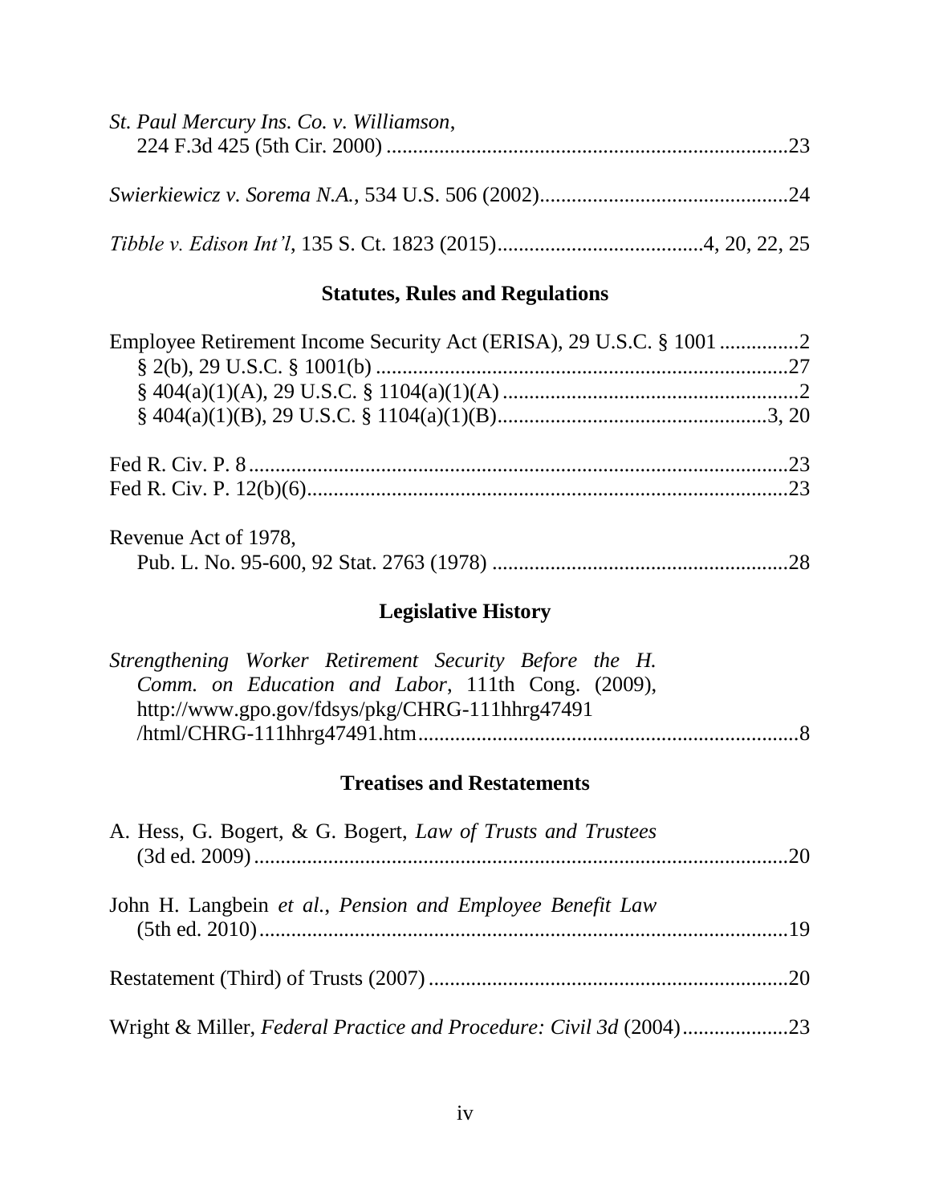*St. Paul Mercury Ins. Co. v. Williamson*,
224 F.3d 425 (5th Cir. 2000) ............................................................................23

*Swierkiewicz v. Sorema N.A.*, 534 U.S. 506 (2002)...............................................24

*Tibble v. Edison Int'l*, 135 S. Ct. 1823 (2015).......................................4, 20, 22, 25

## Statutes, Rules and Regulations

Employee Retirement Income Security Act (ERISA), 29 U.S.C. § 1001 ...............2
§ 2(b), 29 U.S.C. § 1001(b) ..............................................................................27
§ 404(a)(1)(A), 29 U.S.C. § 1104(a)(1)(A) ........................................................2
§ 404(a)(1)(B), 29 U.S.C. § 1104(a)(1)(B)...................................................3, 20

Fed R. Civ. P. 8 ......................................................................................................23
Fed R. Civ. P. 12(b)(6)............................................................................................23

Revenue Act of 1978,
Pub. L. No. 95-600, 92 Stat. 2763 (1978) ........................................................28

## Legislative History

*Strengthening Worker Retirement Security Before the H. Comm. on Education and Labor*, 111th Cong. (2009), http://www.gpo.gov/fdsys/pkg/CHRG-111hhrg47491 /html/CHRG-111hhrg47491.htm........................................................................8

## Treatises and Restatements

A. Hess, G. Bogert, & G. Bogert, *Law of Trusts and Trustees* (3d ed. 2009).....................................................................................................20

John H. Langbein *et al.*, *Pension and Employee Benefit Law* (5th ed. 2010)....................................................................................................19

Restatement (Third) of Trusts (2007) ....................................................................20

Wright & Miller, *Federal Practice and Procedure: Civil 3d* (2004)....................23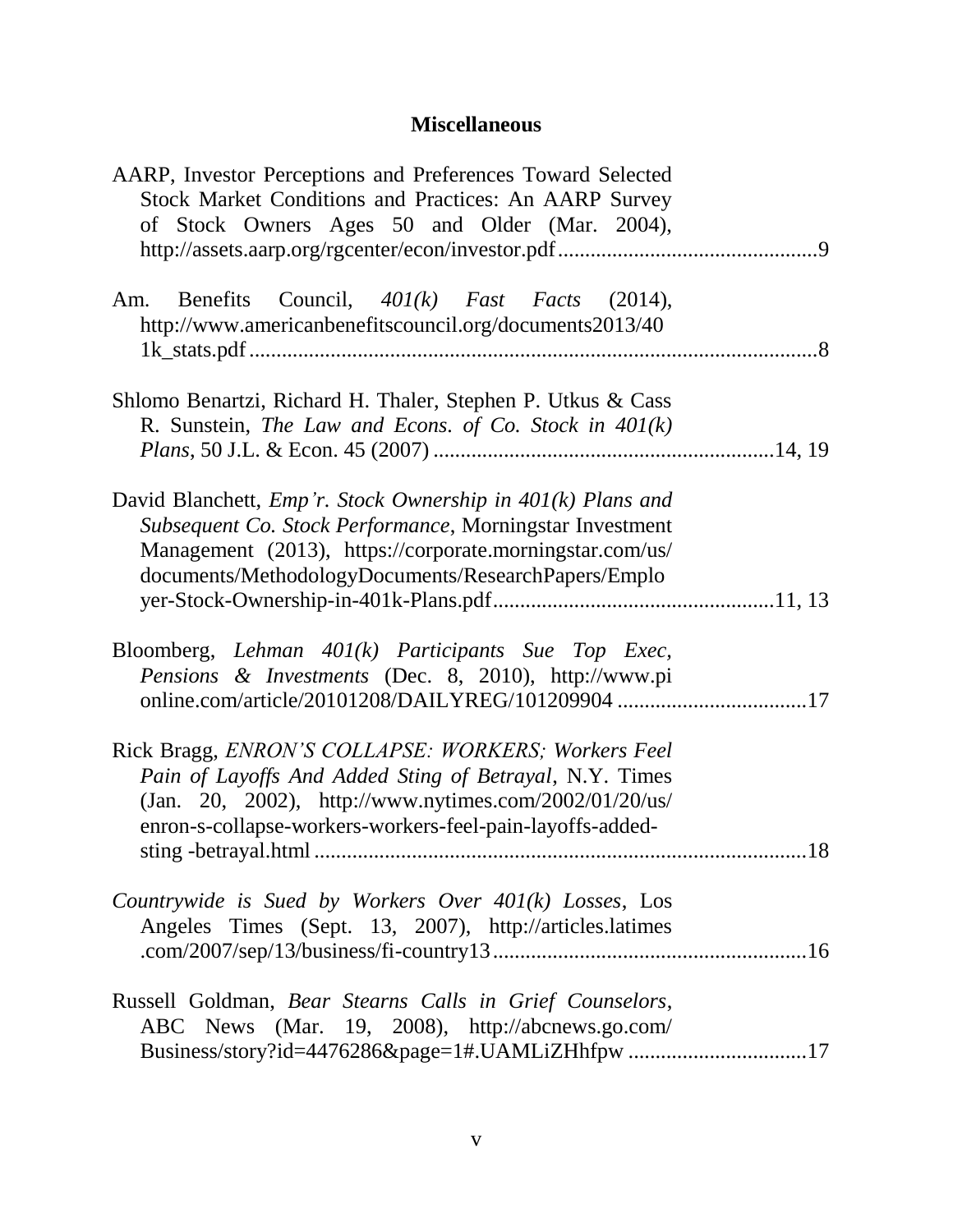## Miscellaneous

AARP, Investor Perceptions and Preferences Toward Selected Stock Market Conditions and Practices: An AARP Survey of Stock Owners Ages 50 and Older (Mar. 2004), http://assets.aarp.org/rgcenter/econ/investor.pdf ................................................9

Am. Benefits Council, *401(k) Fast Facts* (2014), http://www.americanbenefitscouncil.org/documents2013/401k_stats.pdf ........................................................................................................8

Shlomo Benartzi, Richard H. Thaler, Stephen P. Utkus & Cass R. Sunstein, *The Law and Econs. of Co. Stock in 401(k) Plans*, 50 J.L. & Econ. 45 (2007) ..............................................................14, 19

David Blanchett, *Emp'r. Stock Ownership in 401(k) Plans and Subsequent Co. Stock Performance*, Morningstar Investment Management (2013), https://corporate.morningstar.com/us/documents/MethodologyDocuments/ResearchPapers/Employer-Stock-Ownership-in-401k-Plans.pdf...................................................11, 13

Bloomberg, *Lehman 401(k) Participants Sue Top Exec*, *Pensions & Investments* (Dec. 8, 2010), http://www.pionline.com/article/20101208/DAILYREG/101209904 ...................................17

Rick Bragg, *ENRON'S COLLAPSE: WORKERS; Workers Feel Pain of Layoffs And Added Sting of Betrayal*, N.Y. Times (Jan. 20, 2002), http://www.nytimes.com/2002/01/20/us/enron-s-collapse-workers-workers-feel-pain-layoffs-added-sting -betrayal.html ..........................................................................................18

*Countrywide is Sued by Workers Over 401(k) Losses*, Los Angeles Times (Sept. 13, 2007), http://articles.latimes.com/2007/sep/13/business/fi-country13..........................................................16

Russell Goldman, *Bear Stearns Calls in Grief Counselors*, ABC News (Mar. 19, 2008), http://abcnews.go.com/Business/story?id=4476286&page=1#.UAMLiZHhfpw .................................17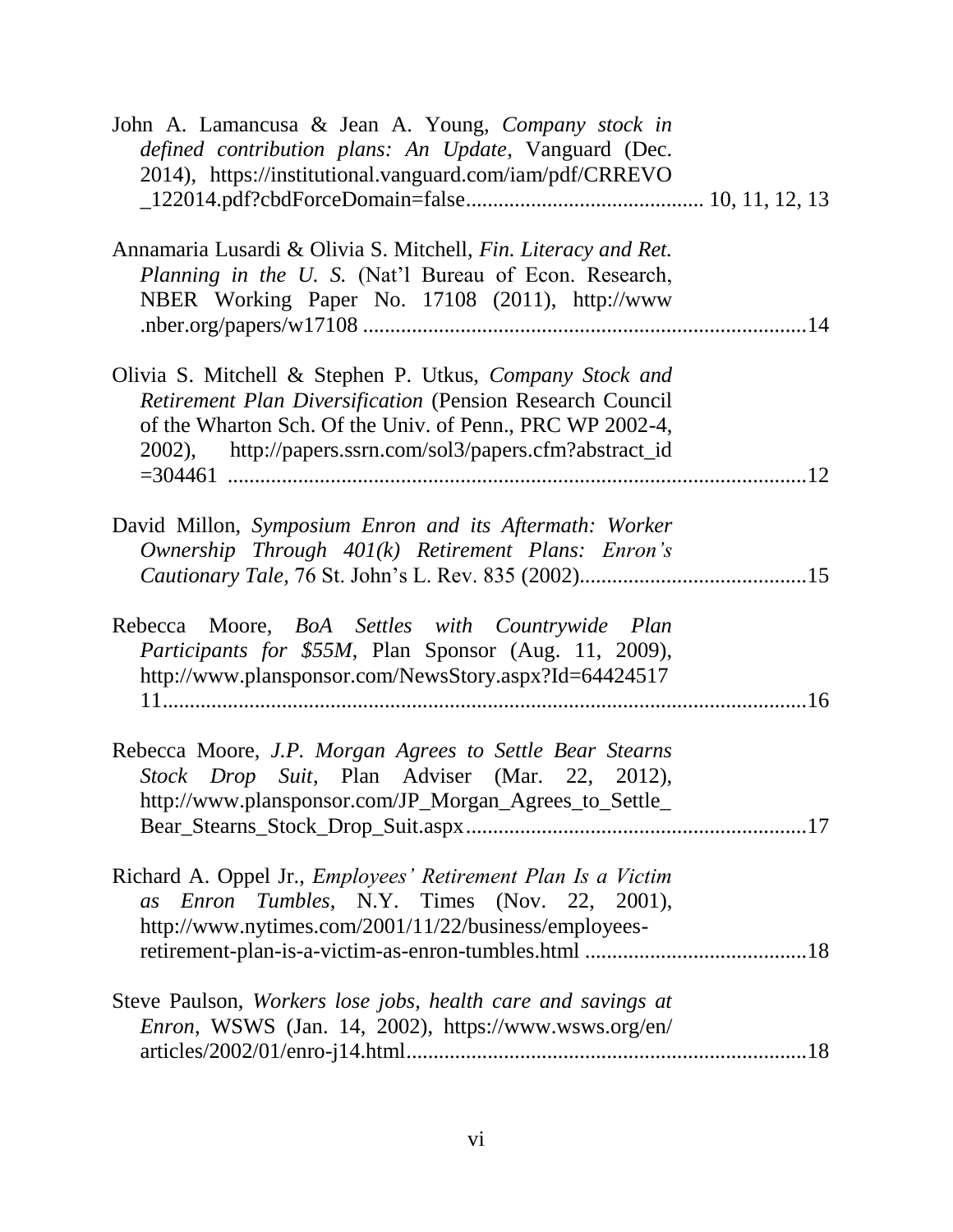John A. Lamancusa & Jean A. Young, *Company stock in defined contribution plans: An Update*, Vanguard (Dec. 2014), https://institutional.vanguard.com/iam/pdf/CRREVO_122014.pdf?cbdForceDomain=false........................................... 10, 11, 12, 13

Annamaria Lusardi & Olivia S. Mitchell, *Fin. Literacy and Ret. Planning in the U. S.* (Nat'l Bureau of Econ. Research, NBER Working Paper No. 17108 (2011), http://www.nber.org/papers/w17108 .................................................................................14

Olivia S. Mitchell & Stephen P. Utkus, *Company Stock and Retirement Plan Diversification* (Pension Research Council of the Wharton Sch. Of the Univ. of Penn., PRC WP 2002-4, 2002), http://papers.ssrn.com/sol3/papers.cfm?abstract_id=304461 ..........................................................................................................12

David Millon, *Symposium Enron and its Aftermath: Worker Ownership Through 401(k) Retirement Plans: Enron's Cautionary Tale*, 76 St. John's L. Rev. 835 (2002)..........................................15

Rebecca Moore, *BoA Settles with Countrywide Plan Participants for $55M*, Plan Sponsor (Aug. 11, 2009), http://www.plansponsor.com/NewsStory.aspx?Id=6442451711.......................................................................................................16

Rebecca Moore, *J.P. Morgan Agrees to Settle Bear Stearns Stock Drop Suit*, Plan Adviser (Mar. 22, 2012), http://www.plansponsor.com/JP_Morgan_Agrees_to_Settle_Bear_Stearns_Stock_Drop_Suit.aspx...............................................................17

Richard A. Oppel Jr., *Employees' Retirement Plan Is a Victim as Enron Tumbles*, N.Y. Times (Nov. 22, 2001), http://www.nytimes.com/2001/11/22/business/employees-retirement-plan-is-a-victim-as-enron-tumbles.html .........................................18

Steve Paulson, *Workers lose jobs, health care and savings at Enron*, WSWS (Jan. 14, 2002), https://www.wsws.org/en/articles/2002/01/enro-j14.html..........................................................................18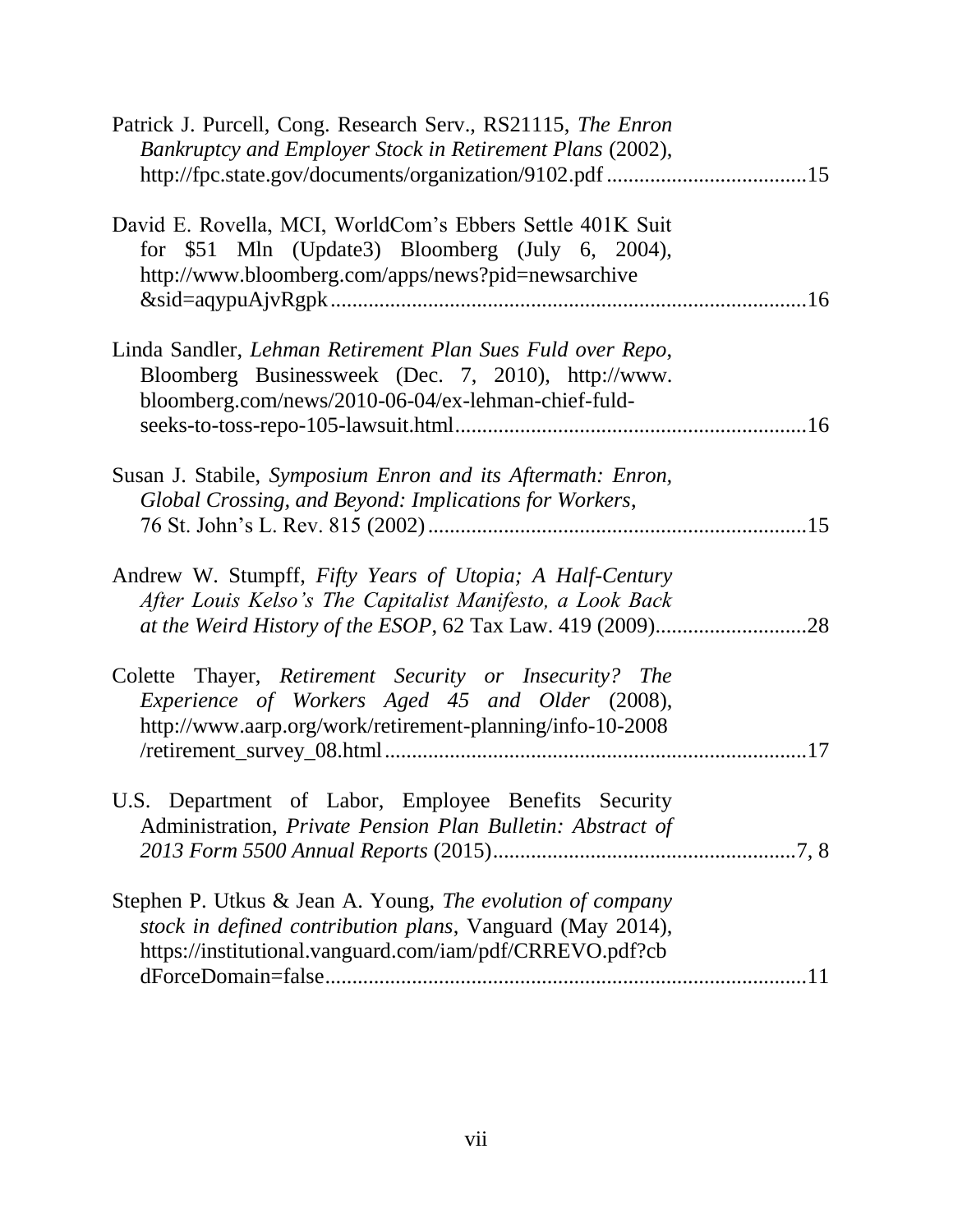Patrick J. Purcell, Cong. Research Serv., RS21115, *The Enron Bankruptcy and Employer Stock in Retirement Plans* (2002), http://fpc.state.gov/documents/organization/9102.pdf ....................................15

David E. Rovella, MCI, WorldCom's Ebbers Settle 401K Suit for $51 Mln (Update3) Bloomberg (July 6, 2004), http://www.bloomberg.com/apps/news?pid=newsarchive &sid=aqypuAjvRgpk......................................................................................16

Linda Sandler, *Lehman Retirement Plan Sues Fuld over Repo*, Bloomberg Businessweek (Dec. 7, 2010), http://www.bloomberg.com/news/2010-06-04/ex-lehman-chief-fuld-seeks-to-toss-repo-105-lawsuit.html................................................................16

Susan J. Stabile, *Symposium Enron and its Aftermath: Enron, Global Crossing, and Beyond: Implications for Workers*, 76 St. John's L. Rev. 815 (2002).....................................................................15

Andrew W. Stumpff, *Fifty Years of Utopia; A Half-Century After Louis Kelso's The Capitalist Manifesto, a Look Back at the Weird History of the ESOP*, 62 Tax Law. 419 (2009)............................28

Colette Thayer, *Retirement Security or Insecurity? The Experience of Workers Aged 45 and Older* (2008), http://www.aarp.org/work/retirement-planning/info-10-2008 /retirement_survey_08.html.............................................................................17

U.S. Department of Labor, Employee Benefits Security Administration, *Private Pension Plan Bulletin: Abstract of 2013 Form 5500 Annual Reports* (2015).......................................................7, 8

Stephen P. Utkus & Jean A. Young, *The evolution of company stock in defined contribution plans*, Vanguard (May 2014), https://institutional.vanguard.com/iam/pdf/CRREVO.pdf?cbdForceDomain=false.........................................................................................11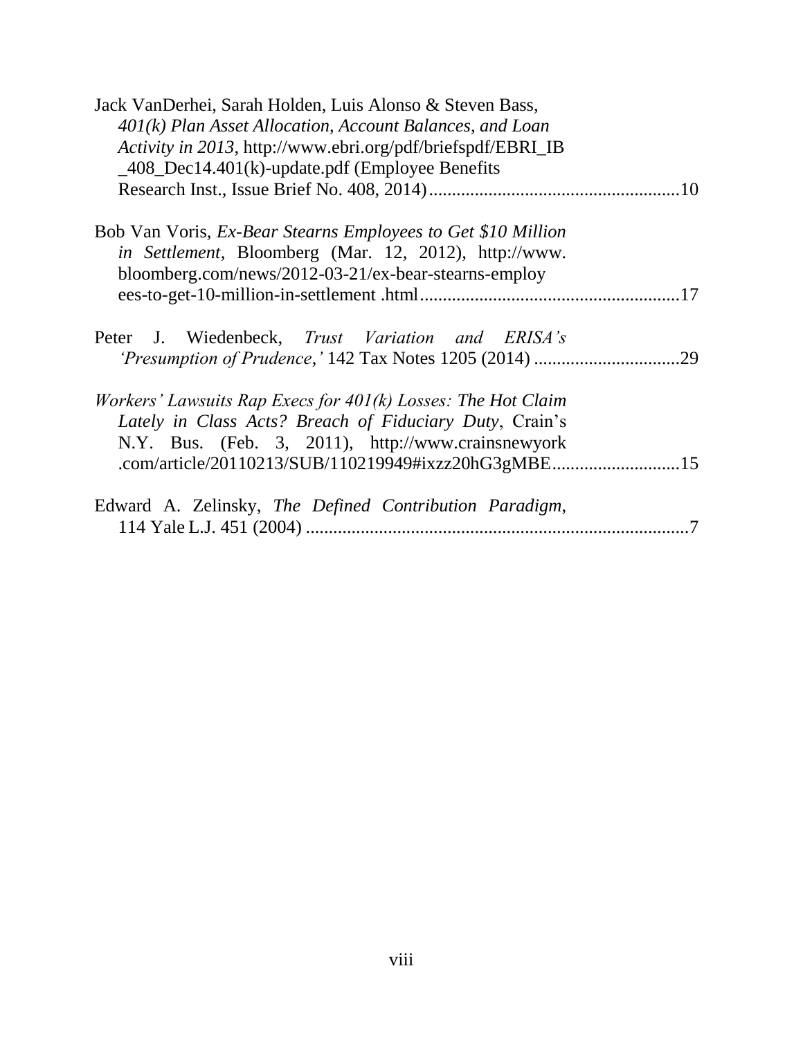Jack VanDerhei, Sarah Holden, Luis Alonso & Steven Bass, *401(k) Plan Asset Allocation, Account Balances, and Loan Activity in 2013*, http://www.ebri.org/pdf/briefspdf/EBRI_IB_408_Dec14.401(k)-update.pdf (Employee Benefits Research Inst., Issue Brief No. 408, 2014) ....................................................... 10

Bob Van Voris, *Ex-Bear Stearns Employees to Get $10 Million in Settlement*, Bloomberg (Mar. 12, 2012), http://www.bloomberg.com/news/2012-03-21/ex-bear-stearns-employees-to-get-10-million-in-settlement .html ......................................................... 17

Peter J. Wiedenbeck, *Trust Variation and ERISA's 'Presumption of Prudence,'* 142 Tax Notes 1205 (2014) ................................ 29

*Workers' Lawsuits Rap Execs for 401(k) Losses: The Hot Claim Lately in Class Acts? Breach of Fiduciary Duty*, Crain's N.Y. Bus. (Feb. 3, 2011), http://www.crainsnewyork.com/article/20110213/SUB/110219949#ixzz20hG3gMBE............................ 15

Edward A. Zelinsky, *The Defined Contribution Paradigm*, 114 Yale L.J. 451 (2004) .................................................................................... 7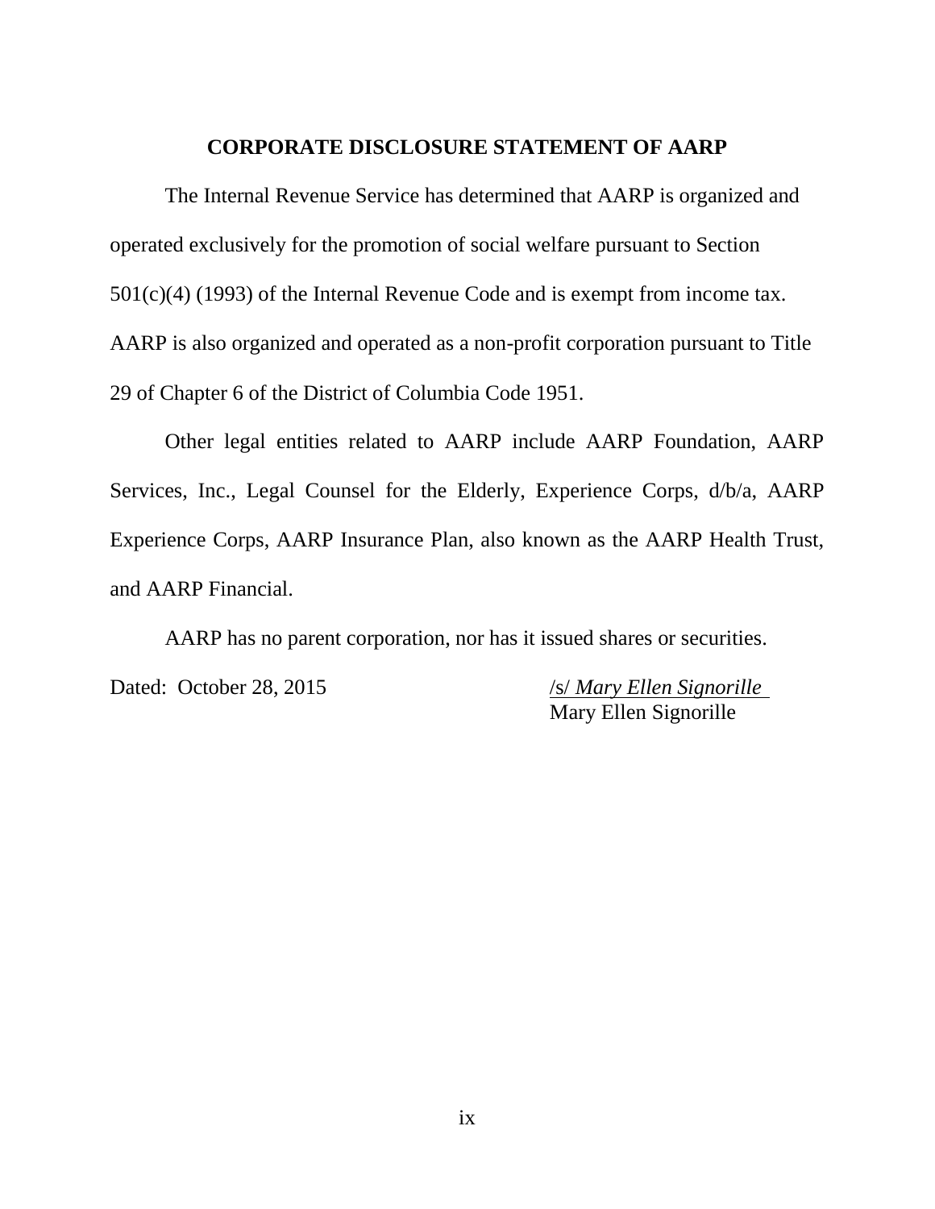## CORPORATE DISCLOSURE STATEMENT OF AARP

The Internal Revenue Service has determined that AARP is organized and operated exclusively for the promotion of social welfare pursuant to Section 501(c)(4) (1993) of the Internal Revenue Code and is exempt from income tax. AARP is also organized and operated as a non-profit corporation pursuant to Title 29 of Chapter 6 of the District of Columbia Code 1951.

Other legal entities related to AARP include AARP Foundation, AARP Services, Inc., Legal Counsel for the Elderly, Experience Corps, d/b/a, AARP Experience Corps, AARP Insurance Plan, also known as the AARP Health Trust, and AARP Financial.

AARP has no parent corporation, nor has it issued shares or securities.

Dated: October 28, 2015

/s/ *Mary Ellen Signorille*
Mary Ellen Signorille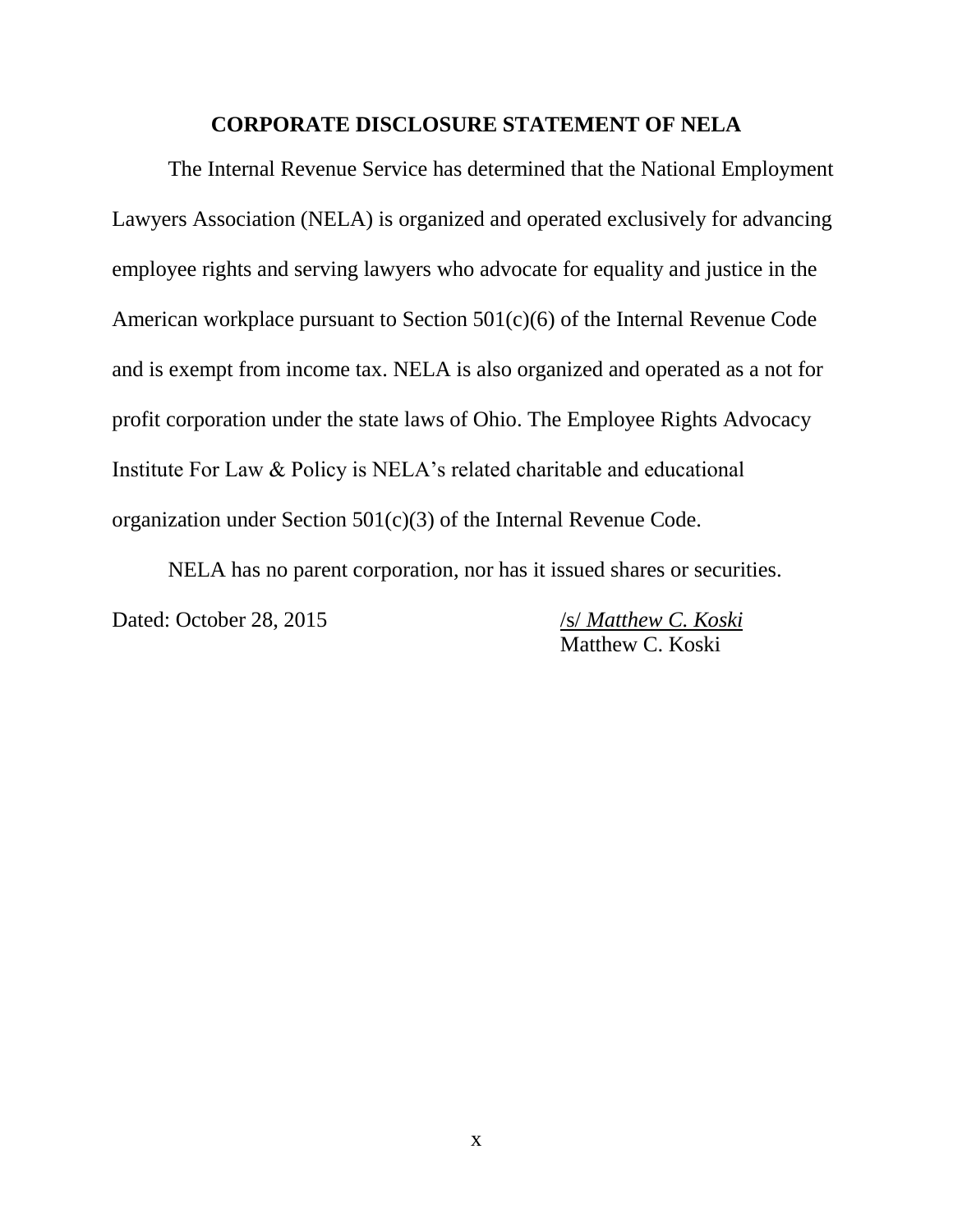## CORPORATE DISCLOSURE STATEMENT OF NELA

The Internal Revenue Service has determined that the National Employment Lawyers Association (NELA) is organized and operated exclusively for advancing employee rights and serving lawyers who advocate for equality and justice in the American workplace pursuant to Section 501(c)(6) of the Internal Revenue Code and is exempt from income tax. NELA is also organized and operated as a not for profit corporation under the state laws of Ohio. The Employee Rights Advocacy Institute For Law & Policy is NELA's related charitable and educational organization under Section 501(c)(3) of the Internal Revenue Code.

NELA has no parent corporation, nor has it issued shares or securities.

Dated: October 28, 2015

/s/ *Matthew C. Koski*
Matthew C. Koski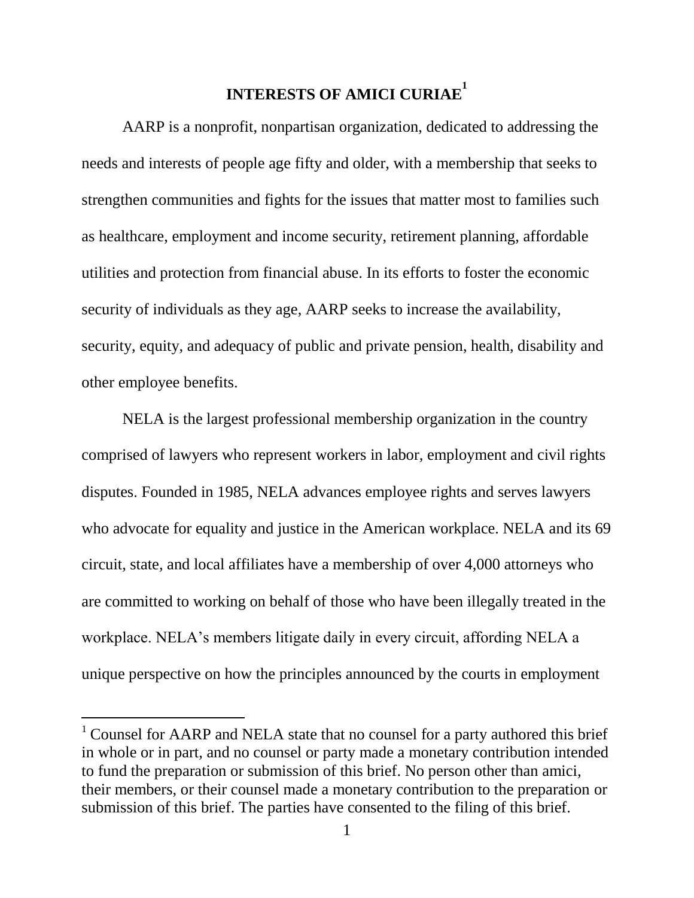## INTERESTS OF AMICI CURIAE[1]

AARP is a nonprofit, nonpartisan organization, dedicated to addressing the needs and interests of people age fifty and older, with a membership that seeks to strengthen communities and fights for the issues that matter most to families such as healthcare, employment and income security, retirement planning, affordable utilities and protection from financial abuse. In its efforts to foster the economic security of individuals as they age, AARP seeks to increase the availability, security, equity, and adequacy of public and private pension, health, disability and other employee benefits.

NELA is the largest professional membership organization in the country comprised of lawyers who represent workers in labor, employment and civil rights disputes. Founded in 1985, NELA advances employee rights and serves lawyers who advocate for equality and justice in the American workplace. NELA and its 69 circuit, state, and local affiliates have a membership of over 4,000 attorneys who are committed to working on behalf of those who have been illegally treated in the workplace. NELA's members litigate daily in every circuit, affording NELA a unique perspective on how the principles announced by the courts in employment

[1] Counsel for AARP and NELA state that no counsel for a party authored this brief in whole or in part, and no counsel or party made a monetary contribution intended to fund the preparation or submission of this brief. No person other than amici, their members, or their counsel made a monetary contribution to the preparation or submission of this brief. The parties have consented to the filing of this brief.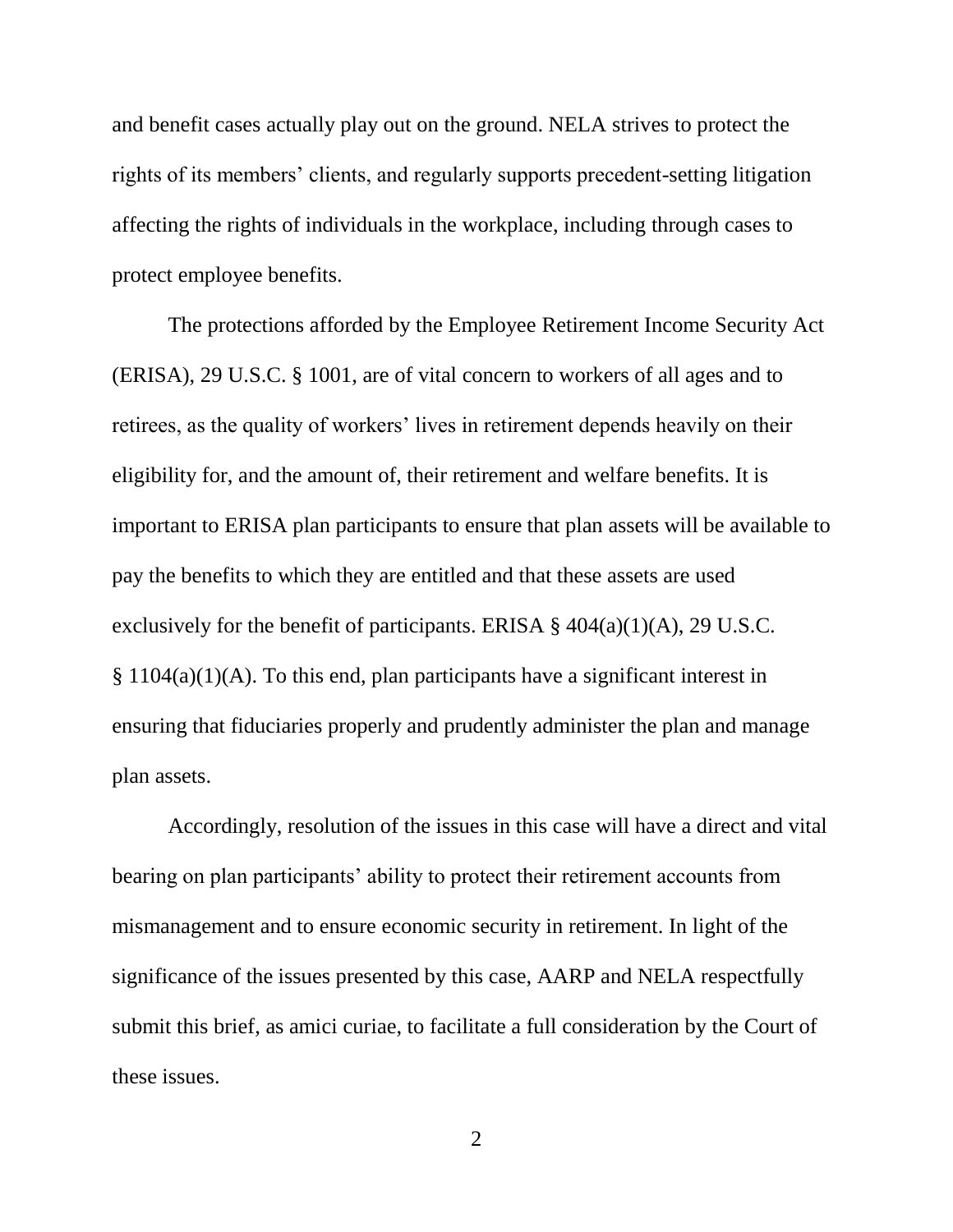and benefit cases actually play out on the ground. NELA strives to protect the rights of its members' clients, and regularly supports precedent-setting litigation affecting the rights of individuals in the workplace, including through cases to protect employee benefits.

The protections afforded by the Employee Retirement Income Security Act (ERISA), 29 U.S.C. § 1001, are of vital concern to workers of all ages and to retirees, as the quality of workers' lives in retirement depends heavily on their eligibility for, and the amount of, their retirement and welfare benefits. It is important to ERISA plan participants to ensure that plan assets will be available to pay the benefits to which they are entitled and that these assets are used exclusively for the benefit of participants. ERISA § 404(a)(1)(A), 29 U.S.C. § 1104(a)(1)(A). To this end, plan participants have a significant interest in ensuring that fiduciaries properly and prudently administer the plan and manage plan assets.

Accordingly, resolution of the issues in this case will have a direct and vital bearing on plan participants' ability to protect their retirement accounts from mismanagement and to ensure economic security in retirement. In light of the significance of the issues presented by this case, AARP and NELA respectfully submit this brief, as amici curiae, to facilitate a full consideration by the Court of these issues.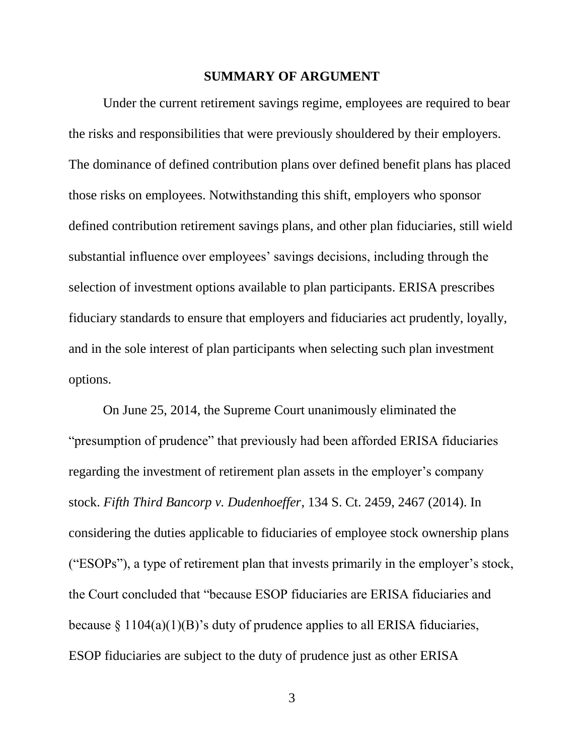## SUMMARY OF ARGUMENT

Under the current retirement savings regime, employees are required to bear the risks and responsibilities that were previously shouldered by their employers. The dominance of defined contribution plans over defined benefit plans has placed those risks on employees. Notwithstanding this shift, employers who sponsor defined contribution retirement savings plans, and other plan fiduciaries, still wield substantial influence over employees' savings decisions, including through the selection of investment options available to plan participants. ERISA prescribes fiduciary standards to ensure that employers and fiduciaries act prudently, loyally, and in the sole interest of plan participants when selecting such plan investment options.

On June 25, 2014, the Supreme Court unanimously eliminated the "presumption of prudence" that previously had been afforded ERISA fiduciaries regarding the investment of retirement plan assets in the employer's company stock. *Fifth Third Bancorp v. Dudenhoeffer*, 134 S. Ct. 2459, 2467 (2014). In considering the duties applicable to fiduciaries of employee stock ownership plans ("ESOPs"), a type of retirement plan that invests primarily in the employer's stock, the Court concluded that "because ESOP fiduciaries are ERISA fiduciaries and because § 1104(a)(1)(B)'s duty of prudence applies to all ERISA fiduciaries, ESOP fiduciaries are subject to the duty of prudence just as other ERISA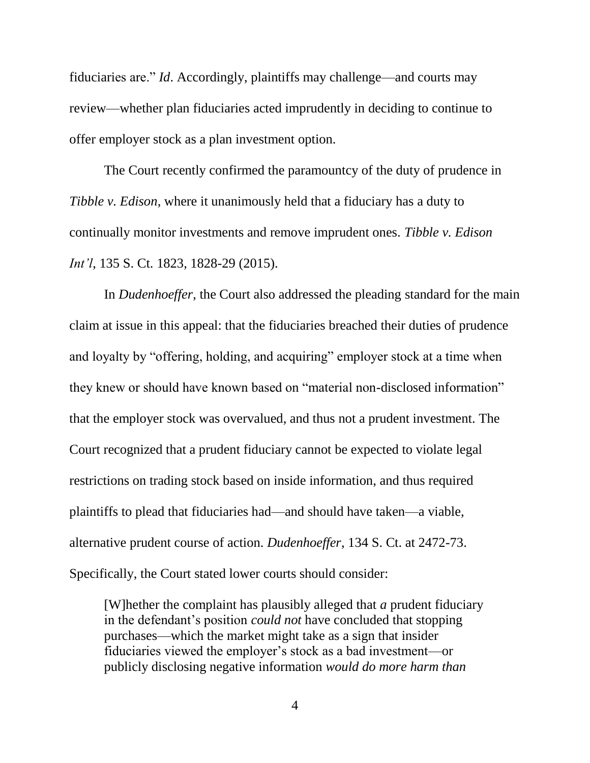fiduciaries are." *Id*. Accordingly, plaintiffs may challenge—and courts may review—whether plan fiduciaries acted imprudently in deciding to continue to offer employer stock as a plan investment option.

The Court recently confirmed the paramountcy of the duty of prudence in *Tibble v. Edison*, where it unanimously held that a fiduciary has a duty to continually monitor investments and remove imprudent ones. *Tibble v. Edison Int'l*, 135 S. Ct. 1823, 1828-29 (2015).

In *Dudenhoeffer,* the Court also addressed the pleading standard for the main claim at issue in this appeal: that the fiduciaries breached their duties of prudence and loyalty by "offering, holding, and acquiring" employer stock at a time when they knew or should have known based on "material non-disclosed information" that the employer stock was overvalued, and thus not a prudent investment. The Court recognized that a prudent fiduciary cannot be expected to violate legal restrictions on trading stock based on inside information, and thus required plaintiffs to plead that fiduciaries had—and should have taken—a viable, alternative prudent course of action. *Dudenhoeffer*, 134 S. Ct. at 2472-73. Specifically, the Court stated lower courts should consider:

> [W]hether the complaint has plausibly alleged that *a* prudent fiduciary in the defendant's position *could not* have concluded that stopping purchases—which the market might take as a sign that insider fiduciaries viewed the employer's stock as a bad investment—or publicly disclosing negative information *would do more harm than*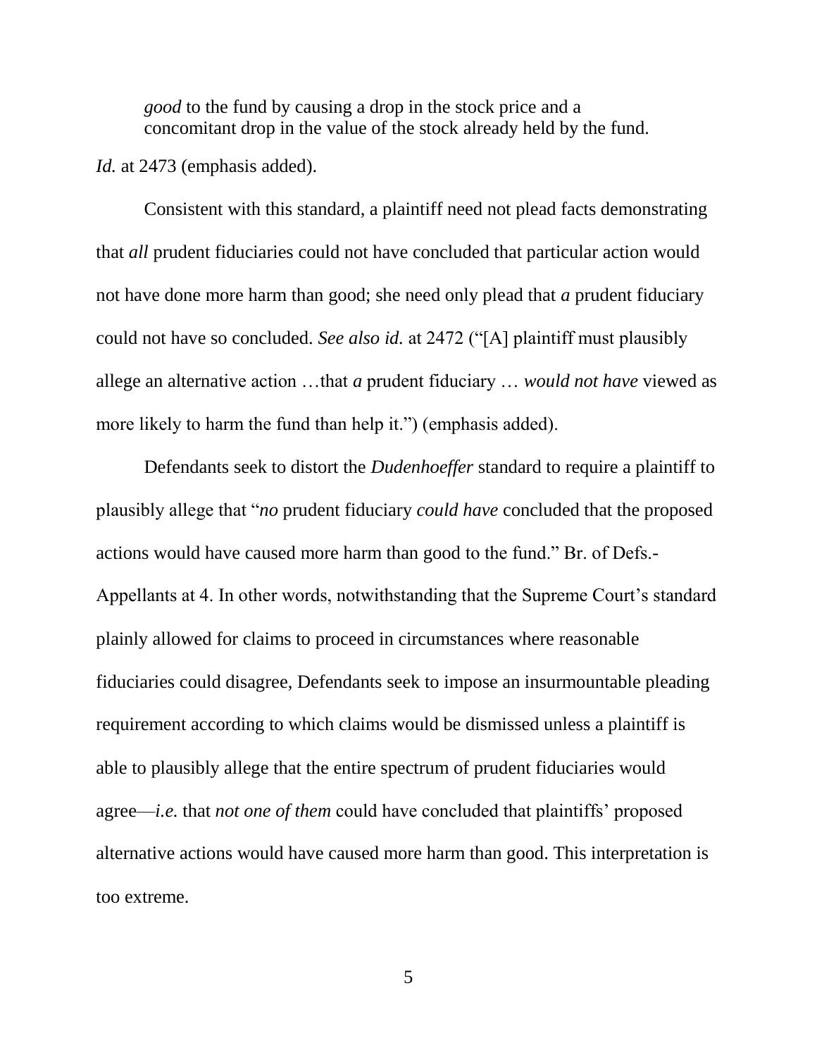> *good* to the fund by causing a drop in the stock price and a concomitant drop in the value of the stock already held by the fund.

*Id.* at 2473 (emphasis added).

Consistent with this standard, a plaintiff need not plead facts demonstrating that *all* prudent fiduciaries could not have concluded that particular action would not have done more harm than good; she need only plead that *a* prudent fiduciary could not have so concluded. *See also id.* at 2472 ("[A] plaintiff must plausibly allege an alternative action …that *a* prudent fiduciary … *would not have* viewed as more likely to harm the fund than help it.") (emphasis added).

Defendants seek to distort the *Dudenhoeffer* standard to require a plaintiff to plausibly allege that "*no* prudent fiduciary *could have* concluded that the proposed actions would have caused more harm than good to the fund." Br. of Defs.-Appellants at 4. In other words, notwithstanding that the Supreme Court's standard plainly allowed for claims to proceed in circumstances where reasonable fiduciaries could disagree, Defendants seek to impose an insurmountable pleading requirement according to which claims would be dismissed unless a plaintiff is able to plausibly allege that the entire spectrum of prudent fiduciaries would agree—*i.e.* that *not one of them* could have concluded that plaintiffs' proposed alternative actions would have caused more harm than good. This interpretation is too extreme.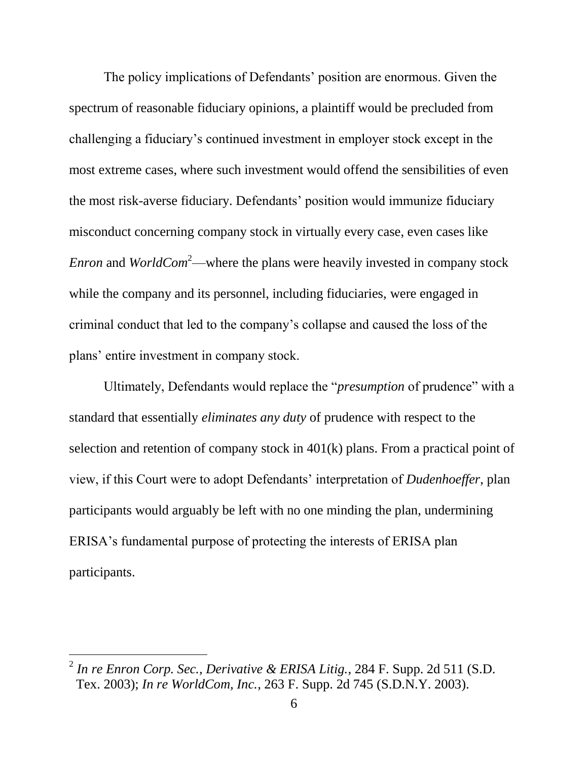The policy implications of Defendants' position are enormous. Given the spectrum of reasonable fiduciary opinions, a plaintiff would be precluded from challenging a fiduciary's continued investment in employer stock except in the most extreme cases, where such investment would offend the sensibilities of even the most risk-averse fiduciary. Defendants' position would immunize fiduciary misconduct concerning company stock in virtually every case, even cases like *Enron* and *WorldCom*[2]—where the plans were heavily invested in company stock while the company and its personnel, including fiduciaries, were engaged in criminal conduct that led to the company's collapse and caused the loss of the plans' entire investment in company stock.

Ultimately, Defendants would replace the "*presumption* of prudence" with a standard that essentially *eliminates any duty* of prudence with respect to the selection and retention of company stock in 401(k) plans. From a practical point of view, if this Court were to adopt Defendants' interpretation of *Dudenhoeffer*, plan participants would arguably be left with no one minding the plan, undermining ERISA's fundamental purpose of protecting the interests of ERISA plan participants.

---

[2] *In re Enron Corp. Sec., Derivative & ERISA Litig.*, 284 F. Supp. 2d 511 (S.D. Tex. 2003); *In re WorldCom, Inc.*, 263 F. Supp. 2d 745 (S.D.N.Y. 2003).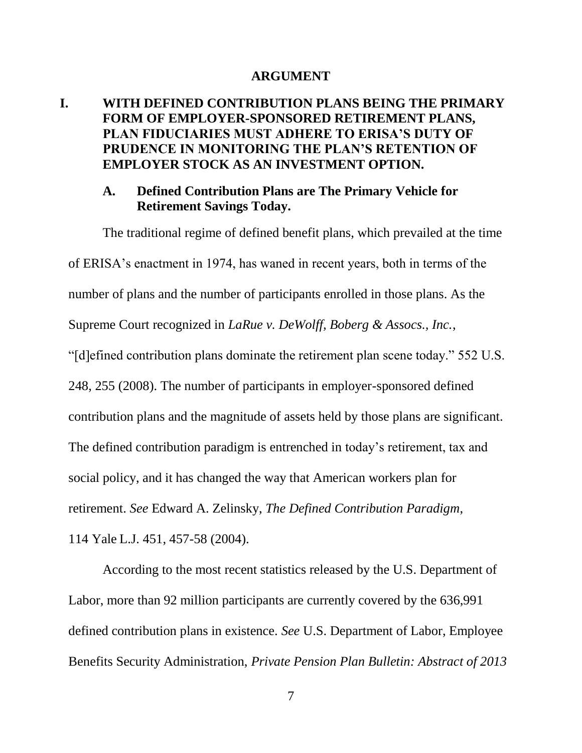# ARGUMENT

## I. WITH DEFINED CONTRIBUTION PLANS BEING THE PRIMARY FORM OF EMPLOYER-SPONSORED RETIREMENT PLANS, PLAN FIDUCIARIES MUST ADHERE TO ERISA'S DUTY OF PRUDENCE IN MONITORING THE PLAN'S RETENTION OF EMPLOYER STOCK AS AN INVESTMENT OPTION.

### A. Defined Contribution Plans are The Primary Vehicle for Retirement Savings Today.

The traditional regime of defined benefit plans, which prevailed at the time of ERISA's enactment in 1974, has waned in recent years, both in terms of the number of plans and the number of participants enrolled in those plans. As the Supreme Court recognized in *LaRue v. DeWolff, Boberg & Assocs., Inc.*, "[d]efined contribution plans dominate the retirement plan scene today." 552 U.S. 248, 255 (2008). The number of participants in employer-sponsored defined contribution plans and the magnitude of assets held by those plans are significant. The defined contribution paradigm is entrenched in today's retirement, tax and social policy, and it has changed the way that American workers plan for retirement. *See* Edward A. Zelinsky, *The Defined Contribution Paradigm*, 114 Yale L.J. 451, 457-58 (2004).

According to the most recent statistics released by the U.S. Department of Labor, more than 92 million participants are currently covered by the 636,991 defined contribution plans in existence. *See* U.S. Department of Labor, Employee Benefits Security Administration, *Private Pension Plan Bulletin: Abstract of 2013*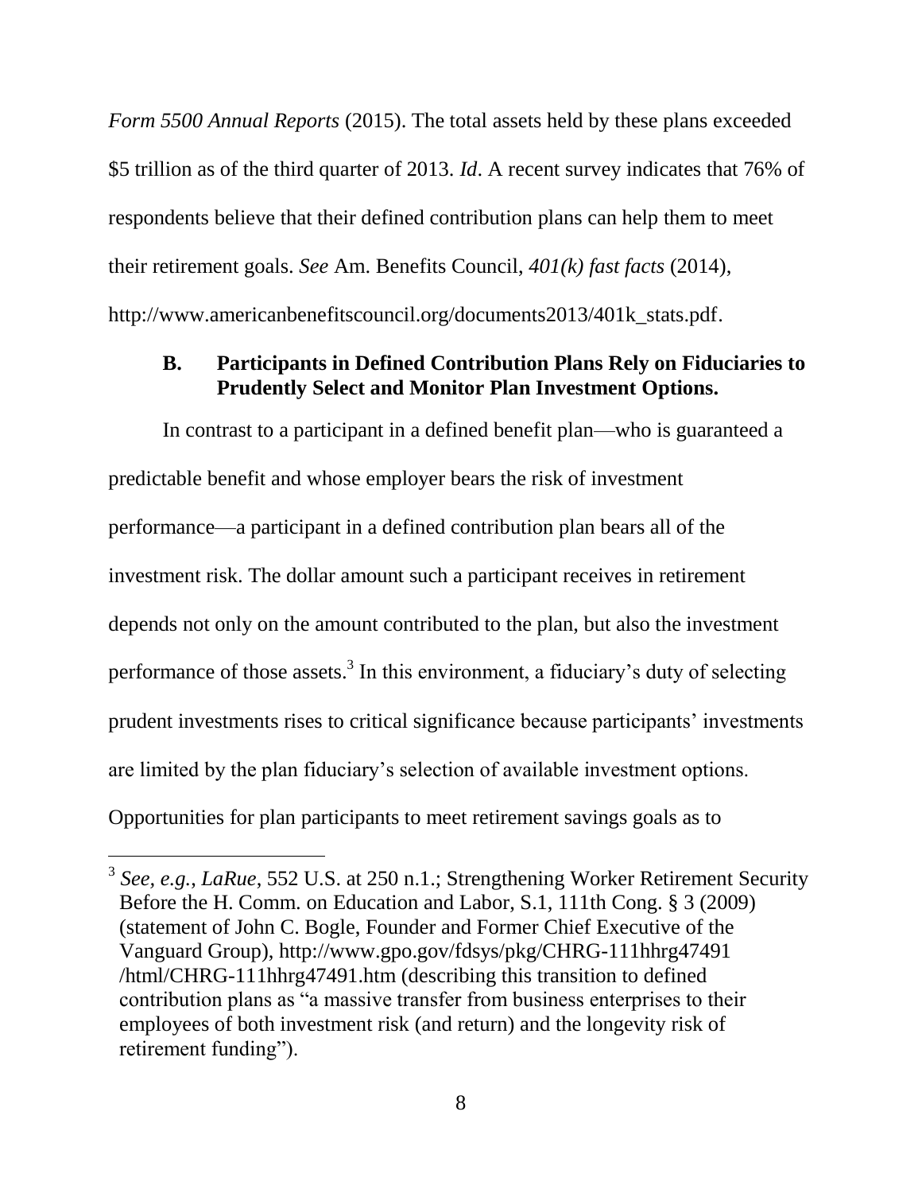*Form 5500 Annual Reports* (2015). The total assets held by these plans exceeded $5 trillion as of the third quarter of 2013. *Id*. A recent survey indicates that 76% of respondents believe that their defined contribution plans can help them to meet their retirement goals. *See* Am. Benefits Council, *401(k) fast facts* (2014), http://www.americanbenefitscouncil.org/documents2013/401k_stats.pdf.

### B. Participants in Defined Contribution Plans Rely on Fiduciaries to Prudently Select and Monitor Plan Investment Options.

In contrast to a participant in a defined benefit plan—who is guaranteed a predictable benefit and whose employer bears the risk of investment performance—a participant in a defined contribution plan bears all of the investment risk. The dollar amount such a participant receives in retirement depends not only on the amount contributed to the plan, but also the investment performance of those assets.[3] In this environment, a fiduciary's duty of selecting prudent investments rises to critical significance because participants' investments are limited by the plan fiduciary's selection of available investment options. Opportunities for plan participants to meet retirement savings goals as to

---

[3] *See, e.g.*, *LaRue*, 552 U.S. at 250 n.1.; Strengthening Worker Retirement Security Before the H. Comm. on Education and Labor, S.1, 111th Cong. § 3 (2009) (statement of John C. Bogle, Founder and Former Chief Executive of the Vanguard Group), http://www.gpo.gov/fdsys/pkg/CHRG-111hhrg47491 /html/CHRG-111hhrg47491.htm (describing this transition to defined contribution plans as "a massive transfer from business enterprises to their employees of both investment risk (and return) and the longevity risk of retirement funding").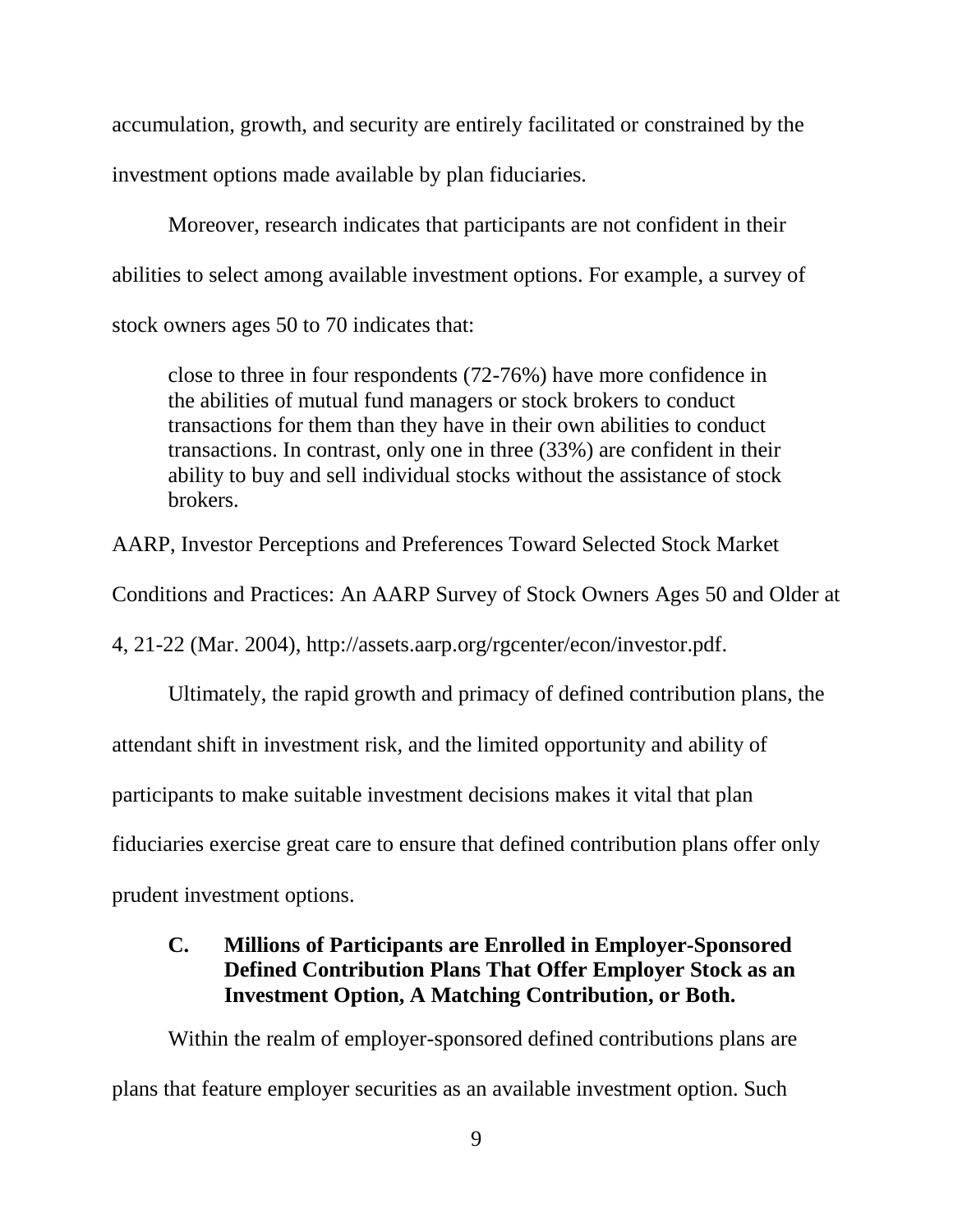accumulation, growth, and security are entirely facilitated or constrained by the investment options made available by plan fiduciaries.

Moreover, research indicates that participants are not confident in their abilities to select among available investment options. For example, a survey of stock owners ages 50 to 70 indicates that:

> close to three in four respondents (72-76%) have more confidence in the abilities of mutual fund managers or stock brokers to conduct transactions for them than they have in their own abilities to conduct transactions. In contrast, only one in three (33%) are confident in their ability to buy and sell individual stocks without the assistance of stock brokers.

AARP, Investor Perceptions and Preferences Toward Selected Stock Market Conditions and Practices: An AARP Survey of Stock Owners Ages 50 and Older at 4, 21-22 (Mar. 2004), http://assets.aarp.org/rgcenter/econ/investor.pdf.

Ultimately, the rapid growth and primacy of defined contribution plans, the attendant shift in investment risk, and the limited opportunity and ability of participants to make suitable investment decisions makes it vital that plan fiduciaries exercise great care to ensure that defined contribution plans offer only prudent investment options.

### C. Millions of Participants are Enrolled in Employer-Sponsored Defined Contribution Plans That Offer Employer Stock as an Investment Option, A Matching Contribution, or Both.

Within the realm of employer-sponsored defined contributions plans are plans that feature employer securities as an available investment option. Such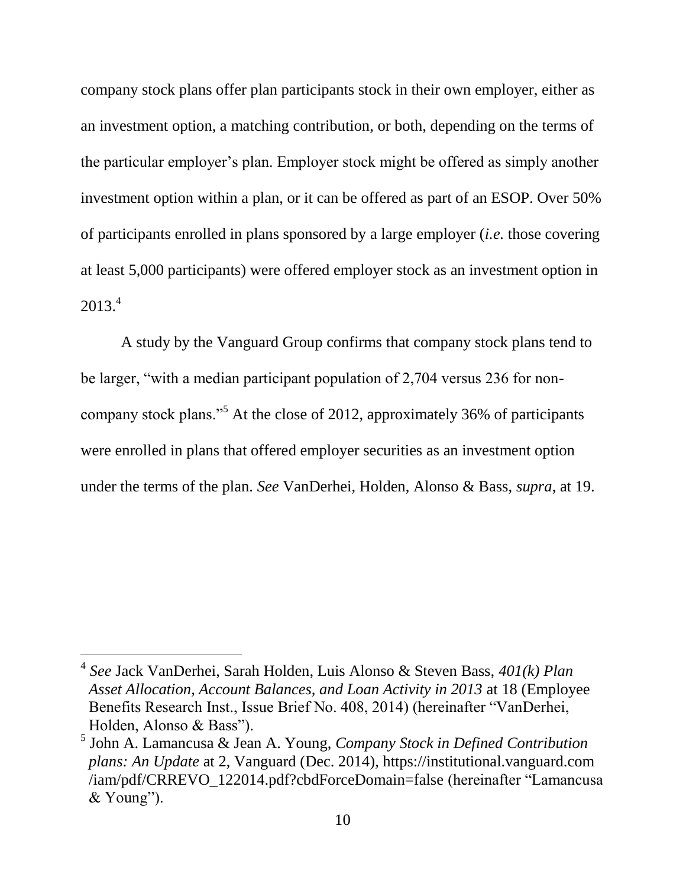company stock plans offer plan participants stock in their own employer, either as an investment option, a matching contribution, or both, depending on the terms of the particular employer's plan. Employer stock might be offered as simply another investment option within a plan, or it can be offered as part of an ESOP. Over 50% of participants enrolled in plans sponsored by a large employer (*i.e.* those covering at least 5,000 participants) were offered employer stock as an investment option in 2013.[4]

A study by the Vanguard Group confirms that company stock plans tend to be larger, "with a median participant population of 2,704 versus 236 for non-company stock plans."[5] At the close of 2012, approximately 36% of participants were enrolled in plans that offered employer securities as an investment option under the terms of the plan. *See* VanDerhei, Holden, Alonso & Bass, *supra*, at 19.

---

[4] *See* Jack VanDerhei, Sarah Holden, Luis Alonso & Steven Bass, *401(k) Plan Asset Allocation, Account Balances, and Loan Activity in 2013* at 18 (Employee Benefits Research Inst., Issue Brief No. 408, 2014) (hereinafter "VanDerhei, Holden, Alonso & Bass").

[5] John A. Lamancusa & Jean A. Young, *Company Stock in Defined Contribution plans: An Update* at 2, Vanguard (Dec. 2014), https://institutional.vanguard.com/iam/pdf/CRREVO_122014.pdf?cbdForceDomain=false (hereinafter "Lamancusa & Young").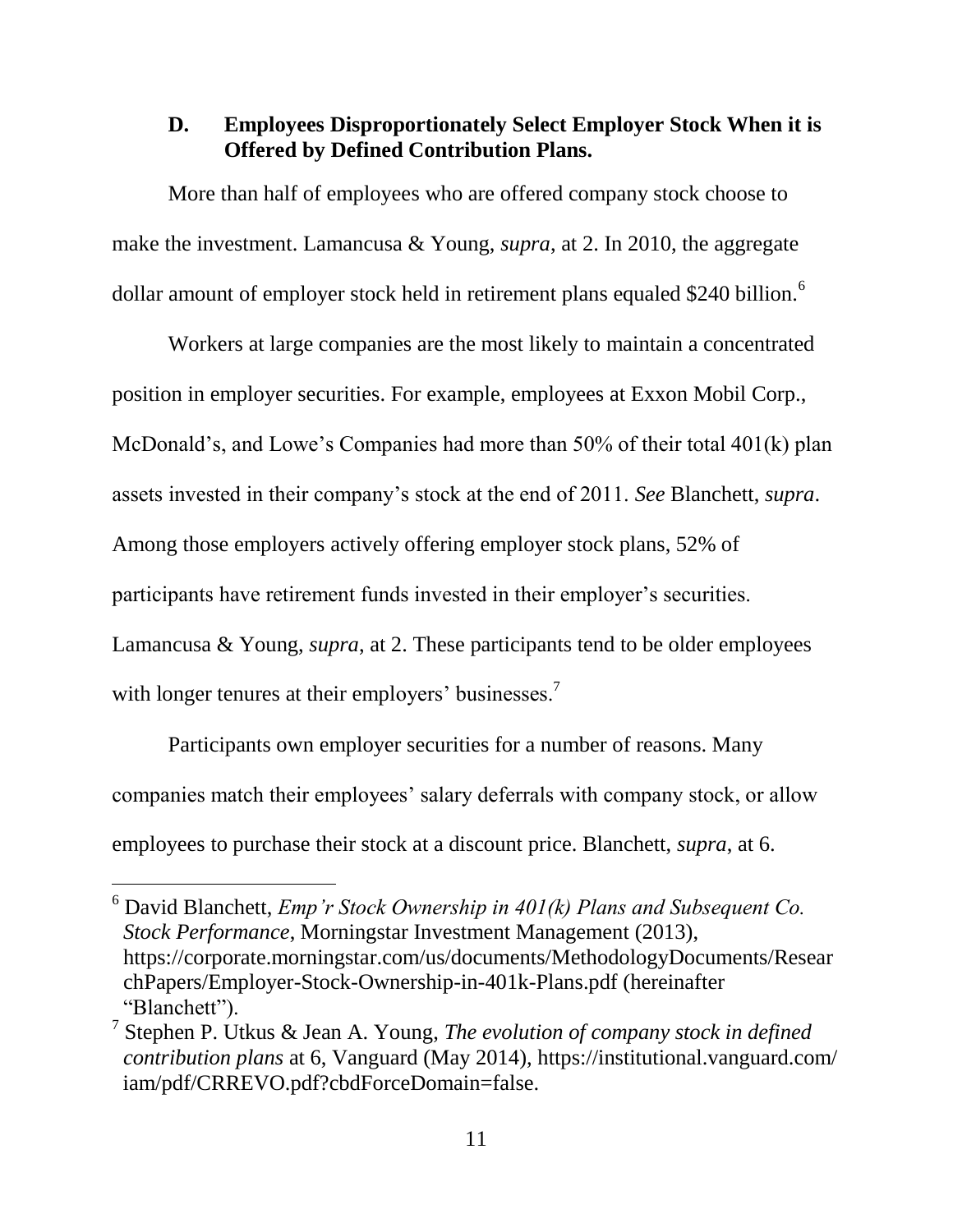### D. Employees Disproportionately Select Employer Stock When it is Offered by Defined Contribution Plans.

More than half of employees who are offered company stock choose to make the investment. Lamancusa & Young, *supra*, at 2. In 2010, the aggregate dollar amount of employer stock held in retirement plans equaled \$240 billion.[6]

Workers at large companies are the most likely to maintain a concentrated position in employer securities. For example, employees at Exxon Mobil Corp., McDonald's, and Lowe's Companies had more than 50% of their total 401(k) plan assets invested in their company's stock at the end of 2011. *See* Blanchett, *supra*. Among those employers actively offering employer stock plans, 52% of participants have retirement funds invested in their employer's securities. Lamancusa & Young, *supra*, at 2. These participants tend to be older employees with longer tenures at their employers' businesses.[7]

Participants own employer securities for a number of reasons. Many companies match their employees' salary deferrals with company stock, or allow employees to purchase their stock at a discount price. Blanchett, *supra*, at 6.

---

[6] David Blanchett, *Emp'r Stock Ownership in 401(k) Plans and Subsequent Co. Stock Performance*, Morningstar Investment Management (2013), https://corporate.morningstar.com/us/documents/MethodologyDocuments/ResearchPapers/Employer-Stock-Ownership-in-401k-Plans.pdf (hereinafter "Blanchett").

[7] Stephen P. Utkus & Jean A. Young, *The evolution of company stock in defined contribution plans* at 6, Vanguard (May 2014), https://institutional.vanguard.com/iam/pdf/CRREVO.pdf?cbdForceDomain=false.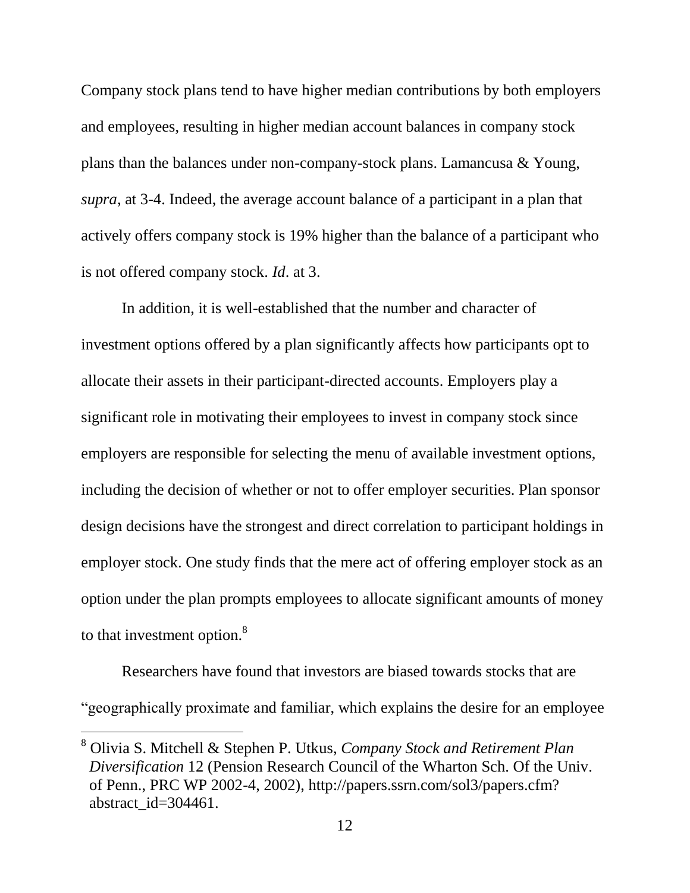Company stock plans tend to have higher median contributions by both employers and employees, resulting in higher median account balances in company stock plans than the balances under non-company-stock plans. Lamancusa & Young, *supra*, at 3-4. Indeed, the average account balance of a participant in a plan that actively offers company stock is 19% higher than the balance of a participant who is not offered company stock. *Id*. at 3.

In addition, it is well-established that the number and character of investment options offered by a plan significantly affects how participants opt to allocate their assets in their participant-directed accounts. Employers play a significant role in motivating their employees to invest in company stock since employers are responsible for selecting the menu of available investment options, including the decision of whether or not to offer employer securities. Plan sponsor design decisions have the strongest and direct correlation to participant holdings in employer stock. One study finds that the mere act of offering employer stock as an option under the plan prompts employees to allocate significant amounts of money to that investment option.[8]

Researchers have found that investors are biased towards stocks that are "geographically proximate and familiar, which explains the desire for an employee

[8] Olivia S. Mitchell & Stephen P. Utkus, *Company Stock and Retirement Plan Diversification* 12 (Pension Research Council of the Wharton Sch. Of the Univ. of Penn., PRC WP 2002-4, 2002), http://papers.ssrn.com/sol3/papers.cfm?abstract_id=304461.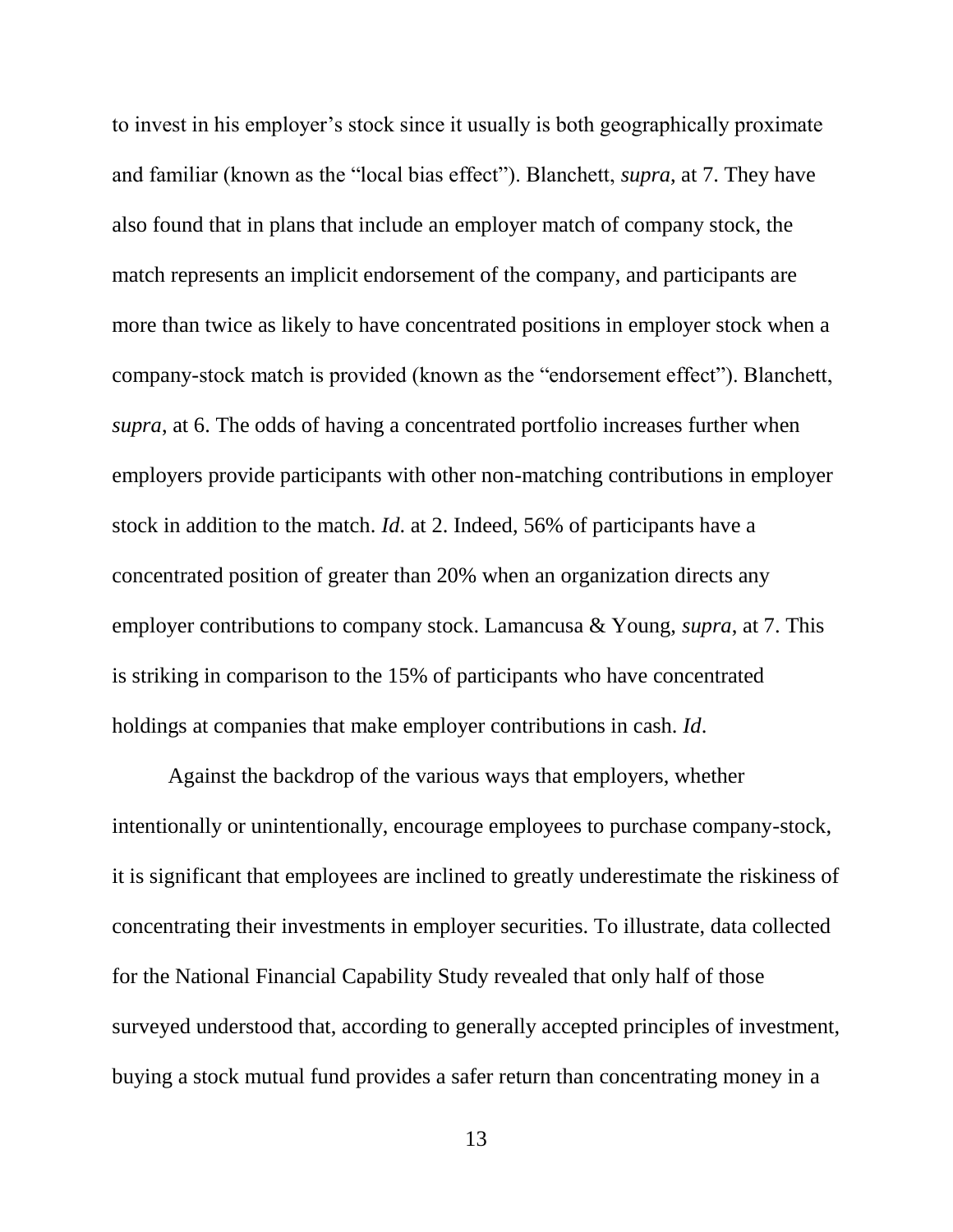to invest in his employer's stock since it usually is both geographically proximate and familiar (known as the "local bias effect"). Blanchett, *supra*, at 7. They have also found that in plans that include an employer match of company stock, the match represents an implicit endorsement of the company, and participants are more than twice as likely to have concentrated positions in employer stock when a company-stock match is provided (known as the "endorsement effect"). Blanchett, *supra*, at 6. The odds of having a concentrated portfolio increases further when employers provide participants with other non-matching contributions in employer stock in addition to the match. *Id*. at 2. Indeed, 56% of participants have a concentrated position of greater than 20% when an organization directs any employer contributions to company stock. Lamancusa & Young, *supra*, at 7. This is striking in comparison to the 15% of participants who have concentrated holdings at companies that make employer contributions in cash. *Id*.

Against the backdrop of the various ways that employers, whether intentionally or unintentionally, encourage employees to purchase company-stock, it is significant that employees are inclined to greatly underestimate the riskiness of concentrating their investments in employer securities. To illustrate, data collected for the National Financial Capability Study revealed that only half of those surveyed understood that, according to generally accepted principles of investment, buying a stock mutual fund provides a safer return than concentrating money in a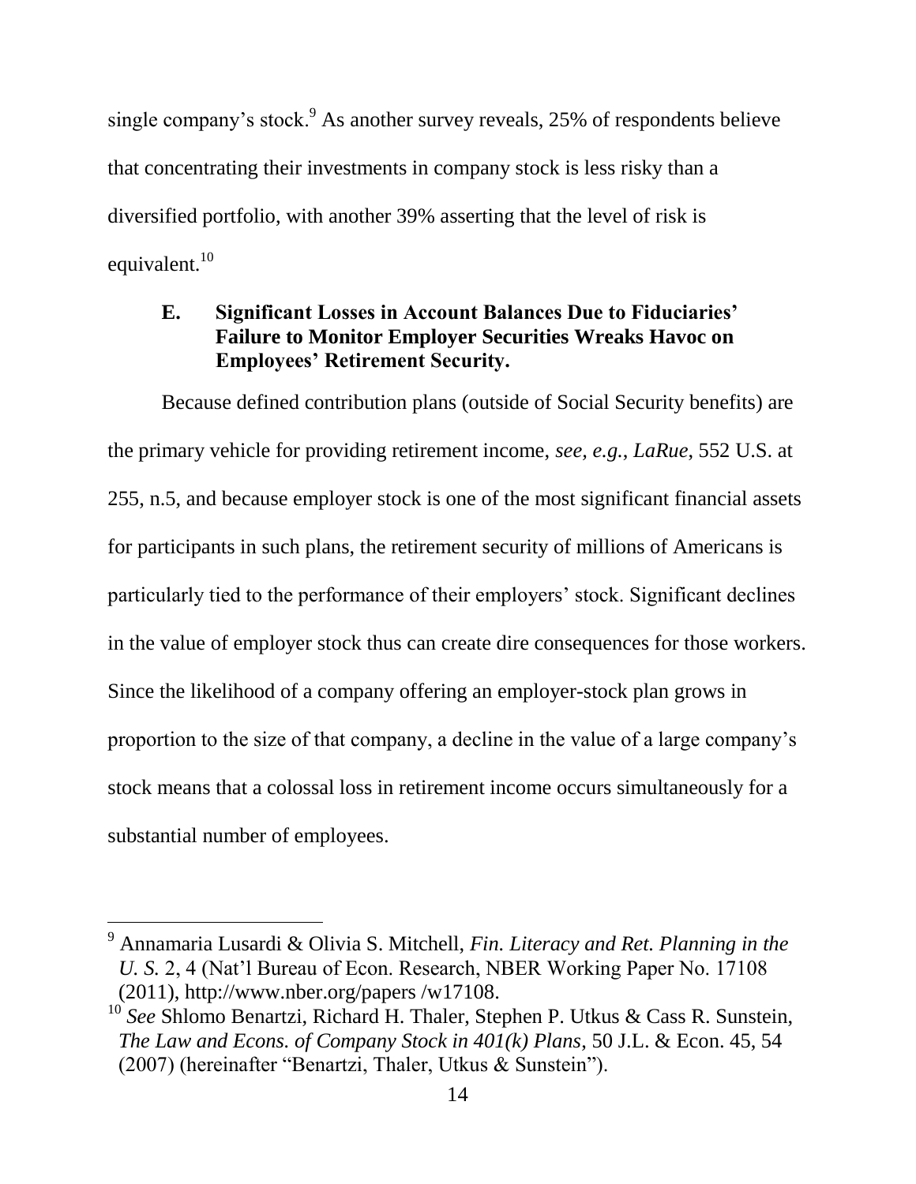single company's stock.[9] As another survey reveals, 25% of respondents believe that concentrating their investments in company stock is less risky than a diversified portfolio, with another 39% asserting that the level of risk is equivalent.[10]

### E. Significant Losses in Account Balances Due to Fiduciaries' Failure to Monitor Employer Securities Wreaks Havoc on Employees' Retirement Security.

Because defined contribution plans (outside of Social Security benefits) are the primary vehicle for providing retirement income, *see, e.g.*, *LaRue*, 552 U.S. at 255, n.5, and because employer stock is one of the most significant financial assets for participants in such plans, the retirement security of millions of Americans is particularly tied to the performance of their employers' stock. Significant declines in the value of employer stock thus can create dire consequences for those workers. Since the likelihood of a company offering an employer-stock plan grows in proportion to the size of that company, a decline in the value of a large company's stock means that a colossal loss in retirement income occurs simultaneously for a substantial number of employees.

---

[9] Annamaria Lusardi & Olivia S. Mitchell, *Fin. Literacy and Ret. Planning in the U. S.* 2, 4 (Nat'l Bureau of Econ. Research, NBER Working Paper No. 17108 (2011), http://www.nber.org/papers /w17108.

[10] *See* Shlomo Benartzi, Richard H. Thaler, Stephen P. Utkus & Cass R. Sunstein, *The Law and Econs. of Company Stock in 401(k) Plans*, 50 J.L. & Econ. 45, 54 (2007) (hereinafter "Benartzi, Thaler, Utkus & Sunstein").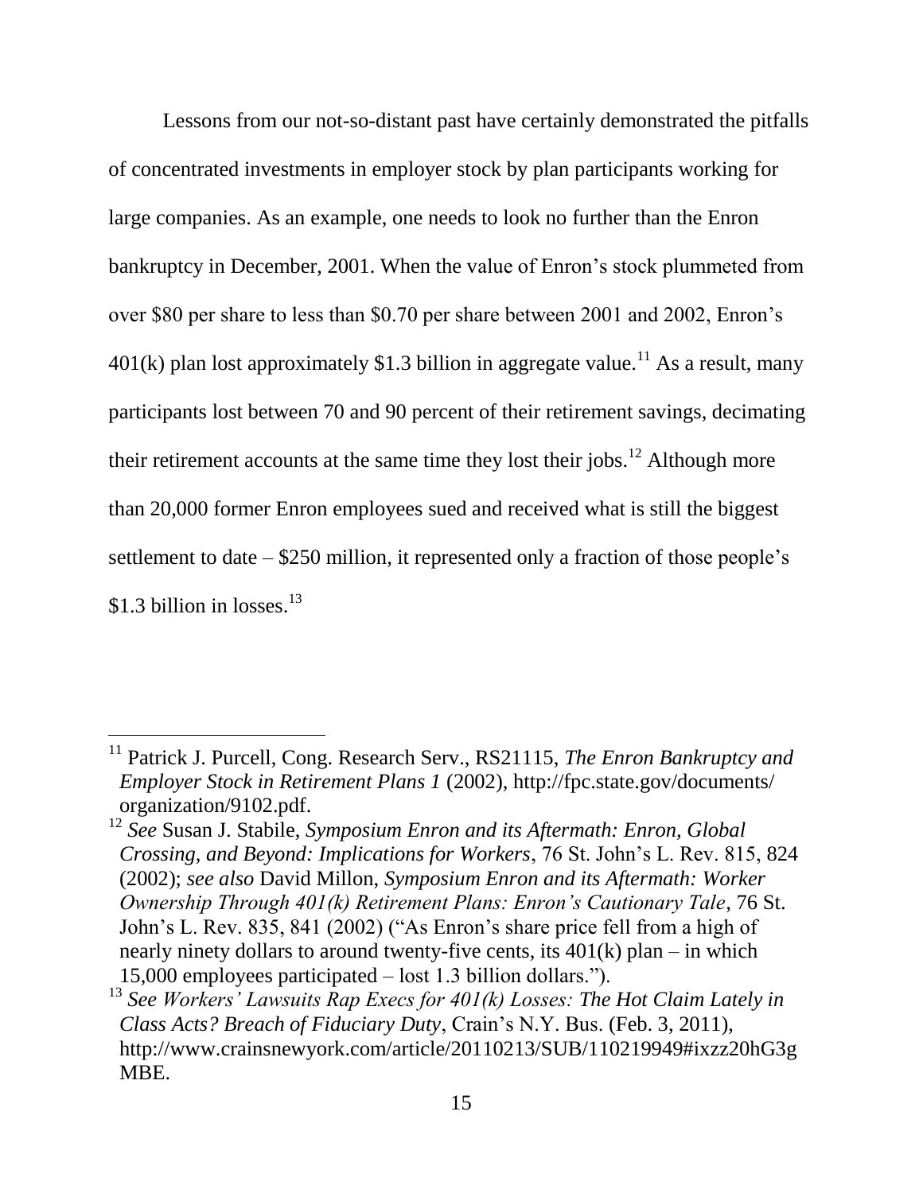Lessons from our not-so-distant past have certainly demonstrated the pitfalls of concentrated investments in employer stock by plan participants working for large companies. As an example, one needs to look no further than the Enron bankruptcy in December, 2001. When the value of Enron's stock plummeted from over $80 per share to less than $0.70 per share between 2001 and 2002, Enron's 401(k) plan lost approximately $1.3 billion in aggregate value.[11] As a result, many participants lost between 70 and 90 percent of their retirement savings, decimating their retirement accounts at the same time they lost their jobs.[12] Although more than 20,000 former Enron employees sued and received what is still the biggest settlement to date – $250 million, it represented only a fraction of those people's $1.3 billion in losses.[13]

---

[11] Patrick J. Purcell, Cong. Research Serv., RS21115, *The Enron Bankruptcy and Employer Stock in Retirement Plans 1* (2002), http://fpc.state.gov/documents/organization/9102.pdf.

[12] *See* Susan J. Stabile, *Symposium Enron and its Aftermath: Enron, Global Crossing, and Beyond: Implications for Workers*, 76 St. John's L. Rev. 815, 824 (2002); *see also* David Millon, *Symposium Enron and its Aftermath: Worker Ownership Through 401(k) Retirement Plans: Enron's Cautionary Tale*, 76 St. John's L. Rev. 835, 841 (2002) ("As Enron's share price fell from a high of nearly ninety dollars to around twenty-five cents, its 401(k) plan – in which 15,000 employees participated – lost 1.3 billion dollars.").

[13] *See Workers' Lawsuits Rap Execs for 401(k) Losses: The Hot Claim Lately in Class Acts? Breach of Fiduciary Duty*, Crain's N.Y. Bus. (Feb. 3, 2011), http://www.crainsnewyork.com/article/20110213/SUB/110219949#ixzz20hG3gMBE.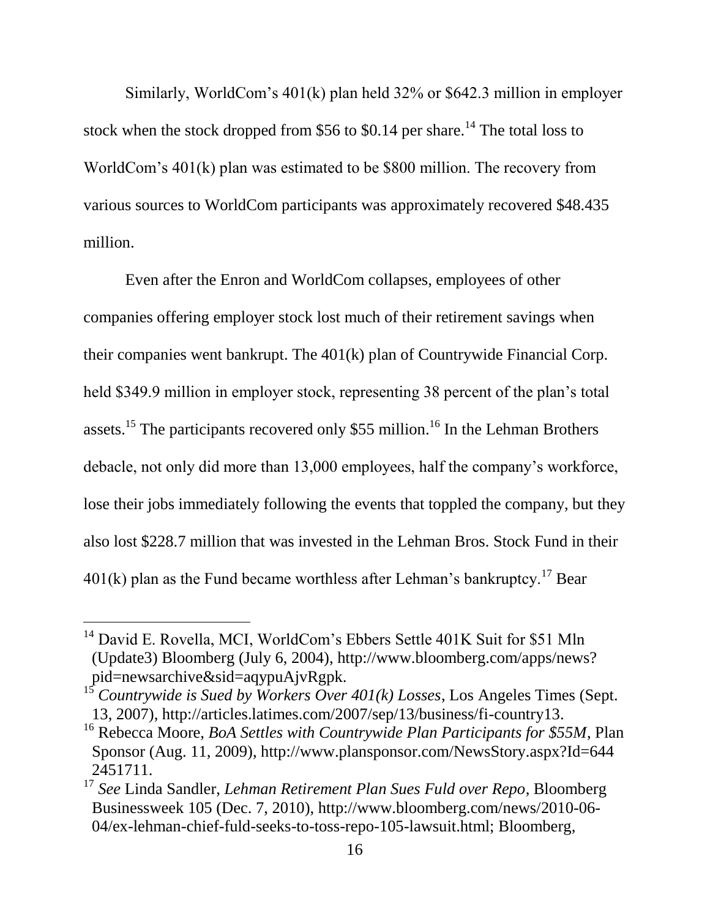Similarly, WorldCom's 401(k) plan held 32% or $642.3 million in employer stock when the stock dropped from $56 to $0.14 per share.[14] The total loss to WorldCom's 401(k) plan was estimated to be $800 million. The recovery from various sources to WorldCom participants was approximately recovered $48.435 million.

Even after the Enron and WorldCom collapses, employees of other companies offering employer stock lost much of their retirement savings when their companies went bankrupt. The 401(k) plan of Countrywide Financial Corp. held $349.9 million in employer stock, representing 38 percent of the plan's total assets.[15] The participants recovered only $55 million.[16] In the Lehman Brothers debacle, not only did more than 13,000 employees, half the company's workforce, lose their jobs immediately following the events that toppled the company, but they also lost $228.7 million that was invested in the Lehman Bros. Stock Fund in their 401(k) plan as the Fund became worthless after Lehman's bankruptcy.[17] Bear

---

[14] David E. Rovella, MCI, WorldCom's Ebbers Settle 401K Suit for $51 Mln (Update3) Bloomberg (July 6, 2004), http://www.bloomberg.com/apps/news?pid=newsarchive&sid=aqypuAjvRgpk.

[15] *Countrywide is Sued by Workers Over 401(k) Losses*, Los Angeles Times (Sept. 13, 2007), http://articles.latimes.com/2007/sep/13/business/fi-country13.

[16] Rebecca Moore, *BoA Settles with Countrywide Plan Participants for $55M*, Plan Sponsor (Aug. 11, 2009), http://www.plansponsor.com/NewsStory.aspx?Id=6442451711.

[17] *See* Linda Sandler, *Lehman Retirement Plan Sues Fuld over Repo*, Bloomberg Businessweek 105 (Dec. 7, 2010), http://www.bloomberg.com/news/2010-06-04/ex-lehman-chief-fuld-seeks-to-toss-repo-105-lawsuit.html; Bloomberg,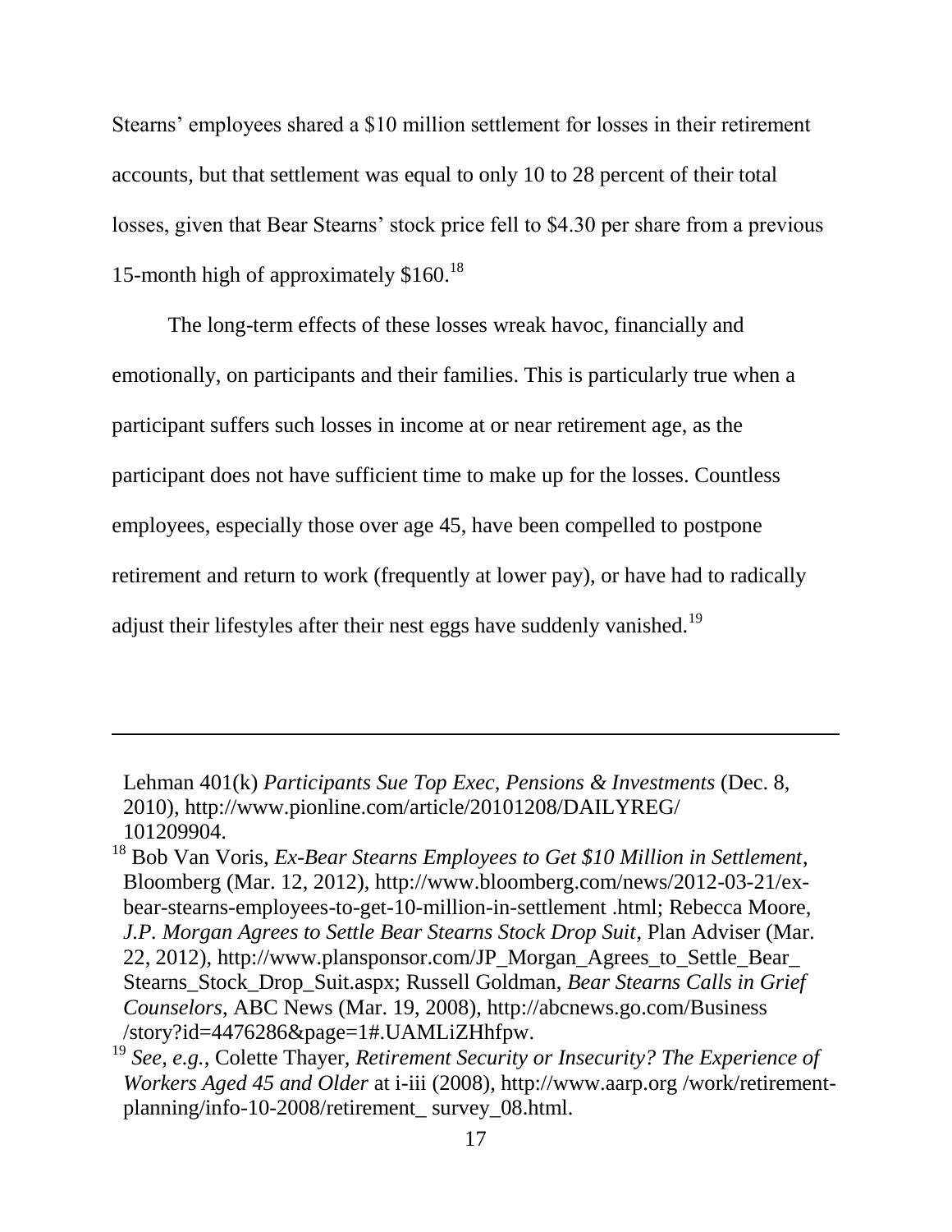Stearns' employees shared a $10 million settlement for losses in their retirement accounts, but that settlement was equal to only 10 to 28 percent of their total losses, given that Bear Stearns' stock price fell to $4.30 per share from a previous 15-month high of approximately $160.[18]

The long-term effects of these losses wreak havoc, financially and emotionally, on participants and their families. This is particularly true when a participant suffers such losses in income at or near retirement age, as the participant does not have sufficient time to make up for the losses. Countless employees, especially those over age 45, have been compelled to postpone retirement and return to work (frequently at lower pay), or have had to radically adjust their lifestyles after their nest eggs have suddenly vanished.[19]

---

Lehman 401(k) *Participants Sue Top Exec*, *Pensions & Investments* (Dec. 8, 2010), http://www.pionline.com/article/20101208/DAILYREG/101209904.

[18] Bob Van Voris, *Ex-Bear Stearns Employees to Get $10 Million in Settlement*, Bloomberg (Mar. 12, 2012), http://www.bloomberg.com/news/2012-03-21/ex-bear-stearns-employees-to-get-10-million-in-settlement .html; Rebecca Moore, *J.P. Morgan Agrees to Settle Bear Stearns Stock Drop Suit*, Plan Adviser (Mar. 22, 2012), http://www.plansponsor.com/JP_Morgan_Agrees_to_Settle_Bear_Stearns_Stock_Drop_Suit.aspx; Russell Goldman, *Bear Stearns Calls in Grief Counselors*, ABC News (Mar. 19, 2008), http://abcnews.go.com/Business/story?id=4476286&page=1#.UAMLiZHhfpw.

[19] *See, e.g.*, Colette Thayer, *Retirement Security or Insecurity? The Experience of Workers Aged 45 and Older* at i-iii (2008), http://www.aarp.org /work/retirement-planning/info-10-2008/retirement_ survey_08.html.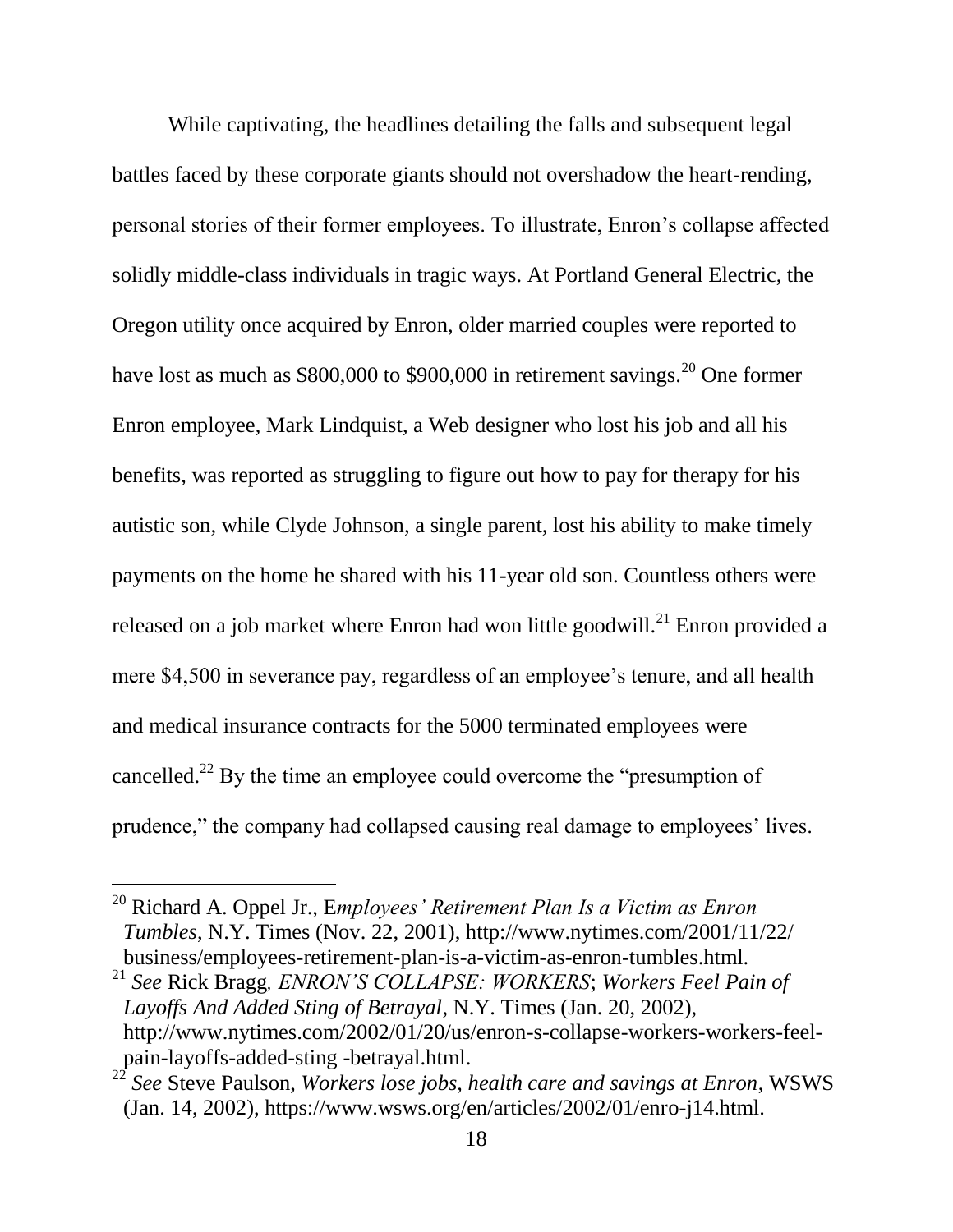While captivating, the headlines detailing the falls and subsequent legal battles faced by these corporate giants should not overshadow the heart-rending, personal stories of their former employees. To illustrate, Enron's collapse affected solidly middle-class individuals in tragic ways. At Portland General Electric, the Oregon utility once acquired by Enron, older married couples were reported to have lost as much as $800,000 to $900,000 in retirement savings.[20] One former Enron employee, Mark Lindquist, a Web designer who lost his job and all his benefits, was reported as struggling to figure out how to pay for therapy for his autistic son, while Clyde Johnson, a single parent, lost his ability to make timely payments on the home he shared with his 11-year old son. Countless others were released on a job market where Enron had won little goodwill.[21] Enron provided a mere $4,500 in severance pay, regardless of an employee's tenure, and all health and medical insurance contracts for the 5000 terminated employees were cancelled.[22] By the time an employee could overcome the "presumption of prudence," the company had collapsed causing real damage to employees' lives.

---

[20] Richard A. Oppel Jr., E*mployees' Retirement Plan Is a Victim as Enron Tumbles*, N.Y. Times (Nov. 22, 2001), http://www.nytimes.com/2001/11/22/business/employees-retirement-plan-is-a-victim-as-enron-tumbles.html.

[21] *See* Rick Bragg*, ENRON'S COLLAPSE: WORKERS*; *Workers Feel Pain of Layoffs And Added Sting of Betrayal*, N.Y. Times (Jan. 20, 2002), http://www.nytimes.com/2002/01/20/us/enron-s-collapse-workers-workers-feel-pain-layoffs-added-sting -betrayal.html.

[22] *See* Steve Paulson, *Workers lose jobs, health care and savings at Enron*, WSWS (Jan. 14, 2002), https://www.wsws.org/en/articles/2002/01/enro-j14.html.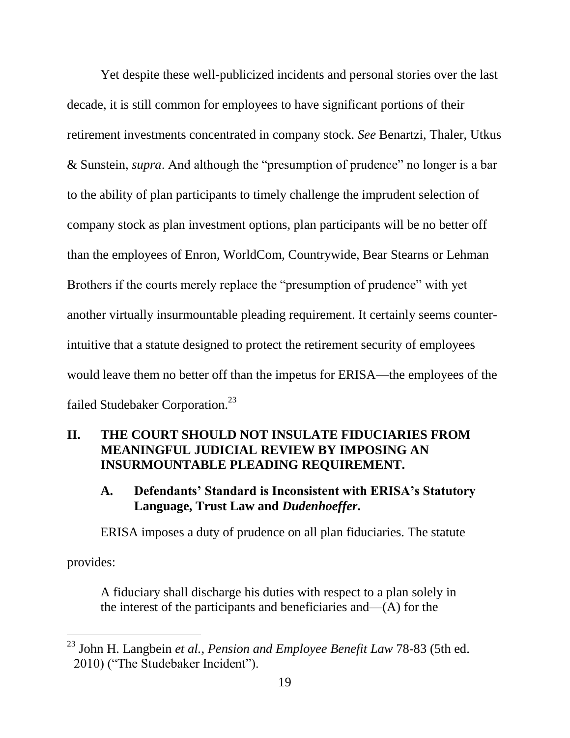Yet despite these well-publicized incidents and personal stories over the last decade, it is still common for employees to have significant portions of their retirement investments concentrated in company stock. *See* Benartzi, Thaler, Utkus & Sunstein, *supra*. And although the "presumption of prudence" no longer is a bar to the ability of plan participants to timely challenge the imprudent selection of company stock as plan investment options, plan participants will be no better off than the employees of Enron, WorldCom, Countrywide, Bear Stearns or Lehman Brothers if the courts merely replace the "presumption of prudence" with yet another virtually insurmountable pleading requirement. It certainly seems counter-intuitive that a statute designed to protect the retirement security of employees would leave them no better off than the impetus for ERISA—the employees of the failed Studebaker Corporation.[23]

## II. THE COURT SHOULD NOT INSULATE FIDUCIARIES FROM MEANINGFUL JUDICIAL REVIEW BY IMPOSING AN INSURMOUNTABLE PLEADING REQUIREMENT.

### A. Defendants' Standard is Inconsistent with ERISA's Statutory Language, Trust Law and *Dudenhoeffer*.

ERISA imposes a duty of prudence on all plan fiduciaries. The statute provides:

> A fiduciary shall discharge his duties with respect to a plan solely in the interest of the participants and beneficiaries and—(A) for the

---

[23] John H. Langbein *et al.*, *Pension and Employee Benefit Law* 78-83 (5th ed. 2010) ("The Studebaker Incident").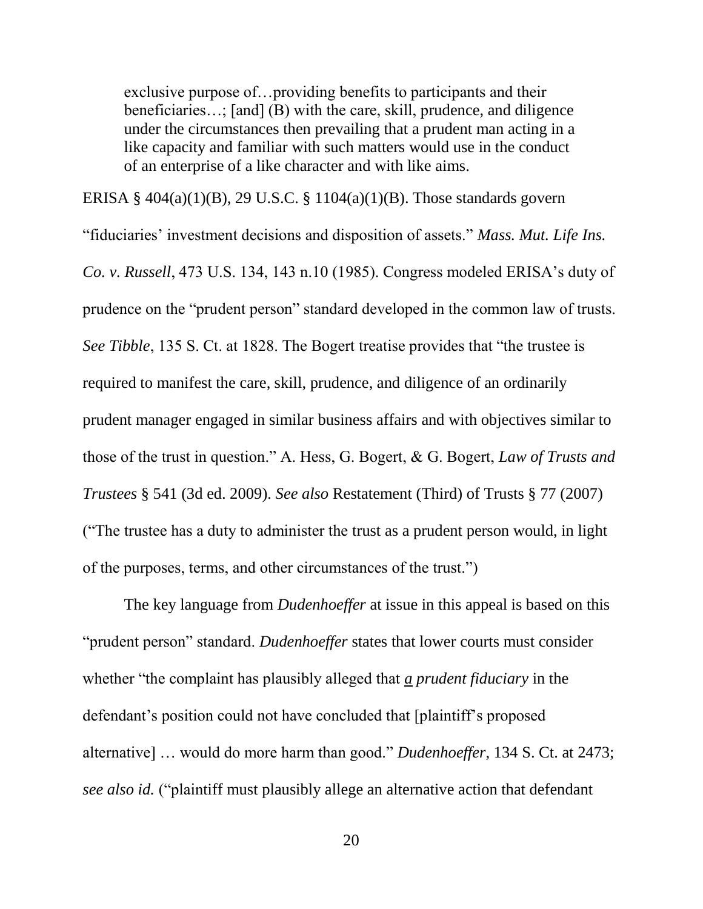> exclusive purpose of…providing benefits to participants and their beneficiaries…; [and] (B) with the care, skill, prudence, and diligence under the circumstances then prevailing that a prudent man acting in a like capacity and familiar with such matters would use in the conduct of an enterprise of a like character and with like aims.

ERISA § 404(a)(1)(B), 29 U.S.C. § 1104(a)(1)(B). Those standards govern "fiduciaries' investment decisions and disposition of assets." *Mass. Mut. Life Ins. Co. v. Russell*, 473 U.S. 134, 143 n.10 (1985). Congress modeled ERISA's duty of prudence on the "prudent person" standard developed in the common law of trusts. *See Tibble*, 135 S. Ct. at 1828. The Bogert treatise provides that "the trustee is required to manifest the care, skill, prudence, and diligence of an ordinarily prudent manager engaged in similar business affairs and with objectives similar to those of the trust in question." A. Hess, G. Bogert, & G. Bogert, *Law of Trusts and Trustees* § 541 (3d ed. 2009). *See also* Restatement (Third) of Trusts § 77 (2007) ("The trustee has a duty to administer the trust as a prudent person would, in light of the purposes, terms, and other circumstances of the trust.")

The key language from *Dudenhoeffer* at issue in this appeal is based on this "prudent person" standard. *Dudenhoeffer* states that lower courts must consider whether "the complaint has plausibly alleged that ***a** prudent fiduciary* in the defendant's position could not have concluded that [plaintiff's proposed alternative] … would do more harm than good." *Dudenhoeffer*, 134 S. Ct. at 2473; *see also id.* ("plaintiff must plausibly allege an alternative action that defendant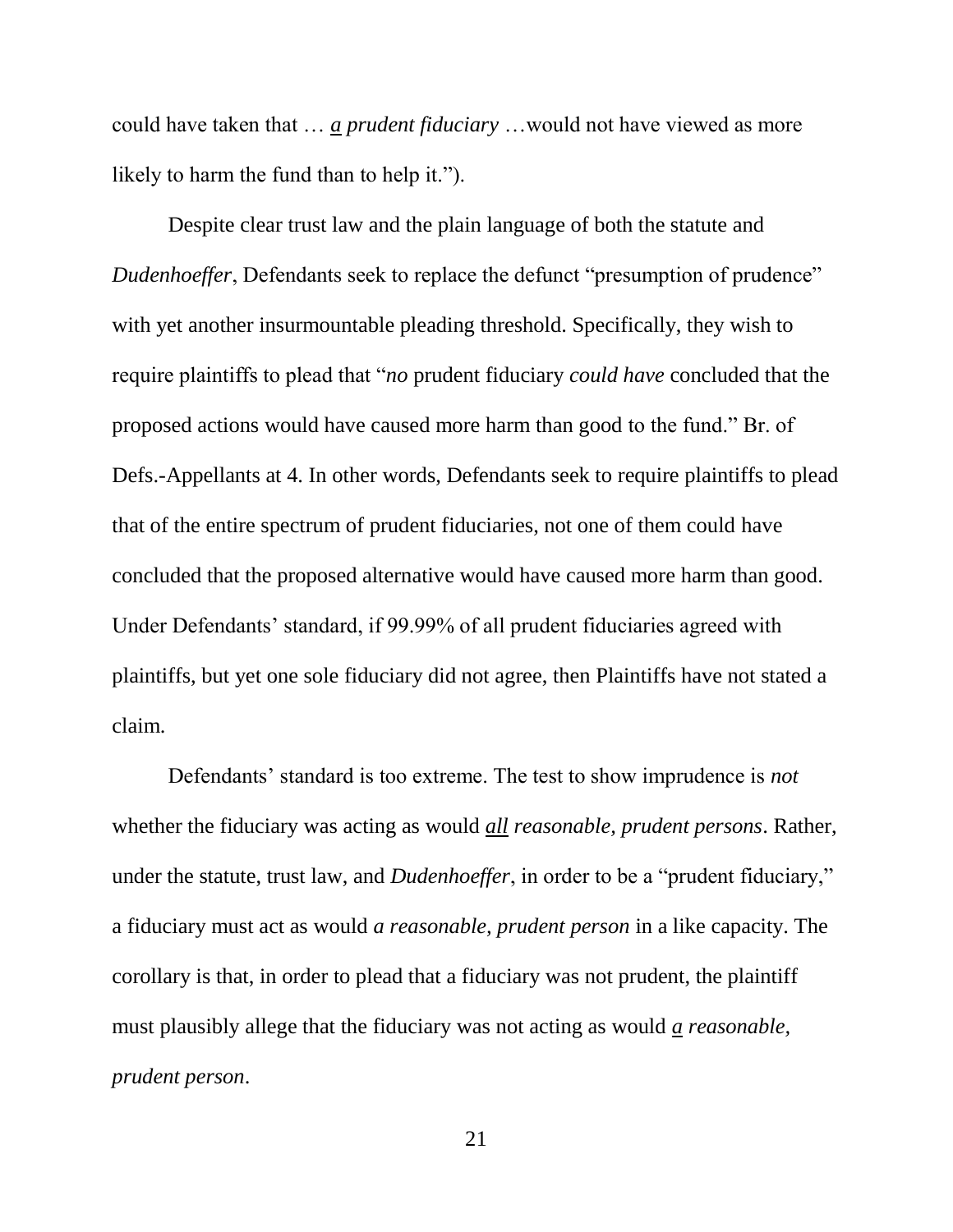could have taken that … *a prudent fiduciary* …would not have viewed as more likely to harm the fund than to help it.").

Despite clear trust law and the plain language of both the statute and *Dudenhoeffer*, Defendants seek to replace the defunct "presumption of prudence" with yet another insurmountable pleading threshold. Specifically, they wish to require plaintiffs to plead that "*no* prudent fiduciary *could have* concluded that the proposed actions would have caused more harm than good to the fund." Br. of Defs.-Appellants at 4. In other words, Defendants seek to require plaintiffs to plead that of the entire spectrum of prudent fiduciaries, not one of them could have concluded that the proposed alternative would have caused more harm than good. Under Defendants' standard, if 99.99% of all prudent fiduciaries agreed with plaintiffs, but yet one sole fiduciary did not agree, then Plaintiffs have not stated a claim.

Defendants' standard is too extreme. The test to show imprudence is *not* whether the fiduciary was acting as would *all reasonable, prudent persons*. Rather, under the statute, trust law, and *Dudenhoeffer*, in order to be a "prudent fiduciary," a fiduciary must act as would *a reasonable, prudent person* in a like capacity. The corollary is that, in order to plead that a fiduciary was not prudent, the plaintiff must plausibly allege that the fiduciary was not acting as would *a reasonable, prudent person*.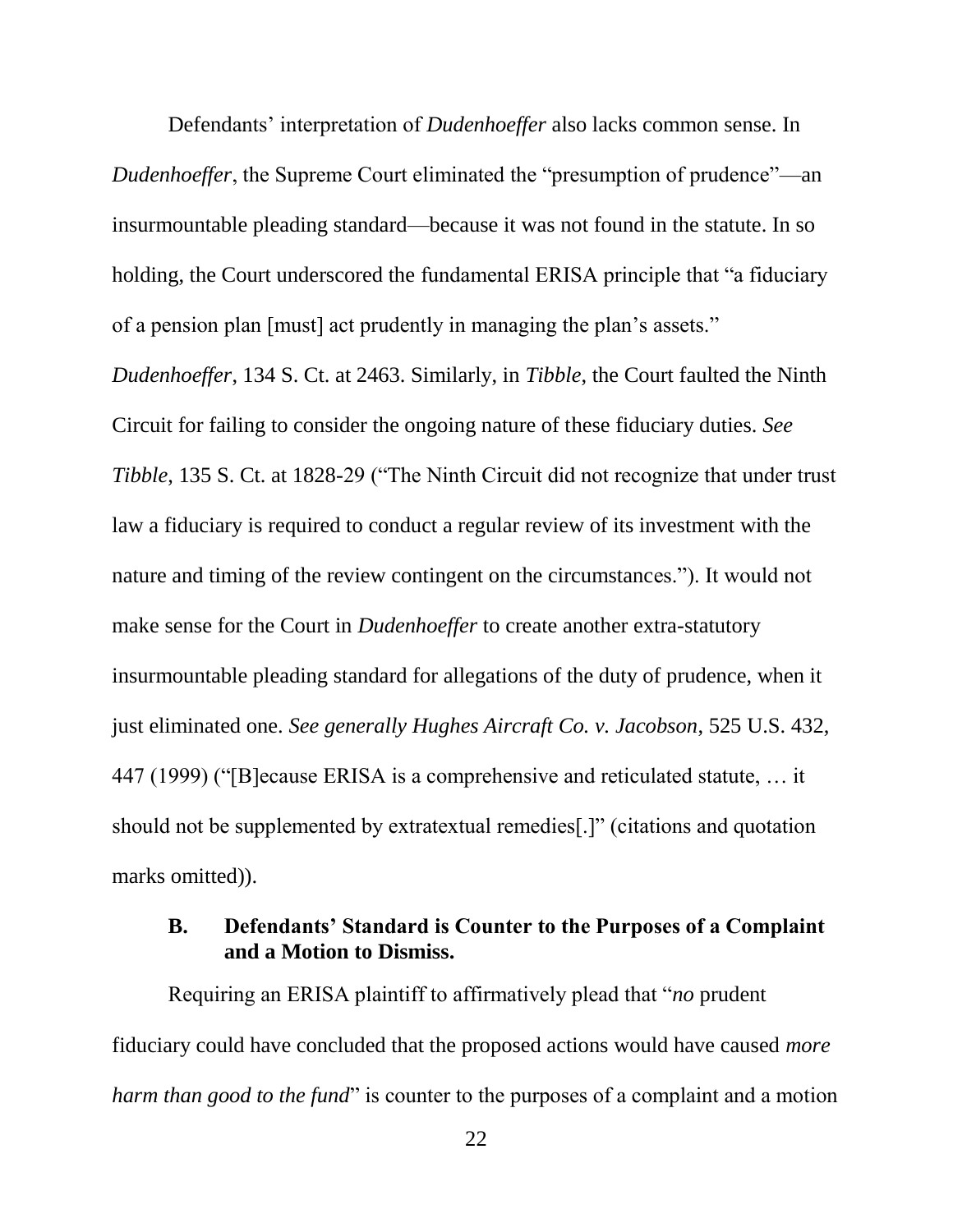Defendants' interpretation of *Dudenhoeffer* also lacks common sense. In *Dudenhoeffer*, the Supreme Court eliminated the "presumption of prudence"—an insurmountable pleading standard—because it was not found in the statute. In so holding, the Court underscored the fundamental ERISA principle that "a fiduciary of a pension plan [must] act prudently in managing the plan's assets." *Dudenhoeffer*, 134 S. Ct. at 2463. Similarly, in *Tibble*, the Court faulted the Ninth Circuit for failing to consider the ongoing nature of these fiduciary duties. *See Tibble*, 135 S. Ct. at 1828-29 ("The Ninth Circuit did not recognize that under trust law a fiduciary is required to conduct a regular review of its investment with the nature and timing of the review contingent on the circumstances."). It would not make sense for the Court in *Dudenhoeffer* to create another extra-statutory insurmountable pleading standard for allegations of the duty of prudence, when it just eliminated one. *See generally Hughes Aircraft Co. v. Jacobson*, 525 U.S. 432, 447 (1999) ("[B]ecause ERISA is a comprehensive and reticulated statute, … it should not be supplemented by extratextual remedies[.]" (citations and quotation marks omitted)).

### B. Defendants' Standard is Counter to the Purposes of a Complaint and a Motion to Dismiss.

Requiring an ERISA plaintiff to affirmatively plead that "*no* prudent fiduciary could have concluded that the proposed actions would have caused *more harm than good to the fund*" is counter to the purposes of a complaint and a motion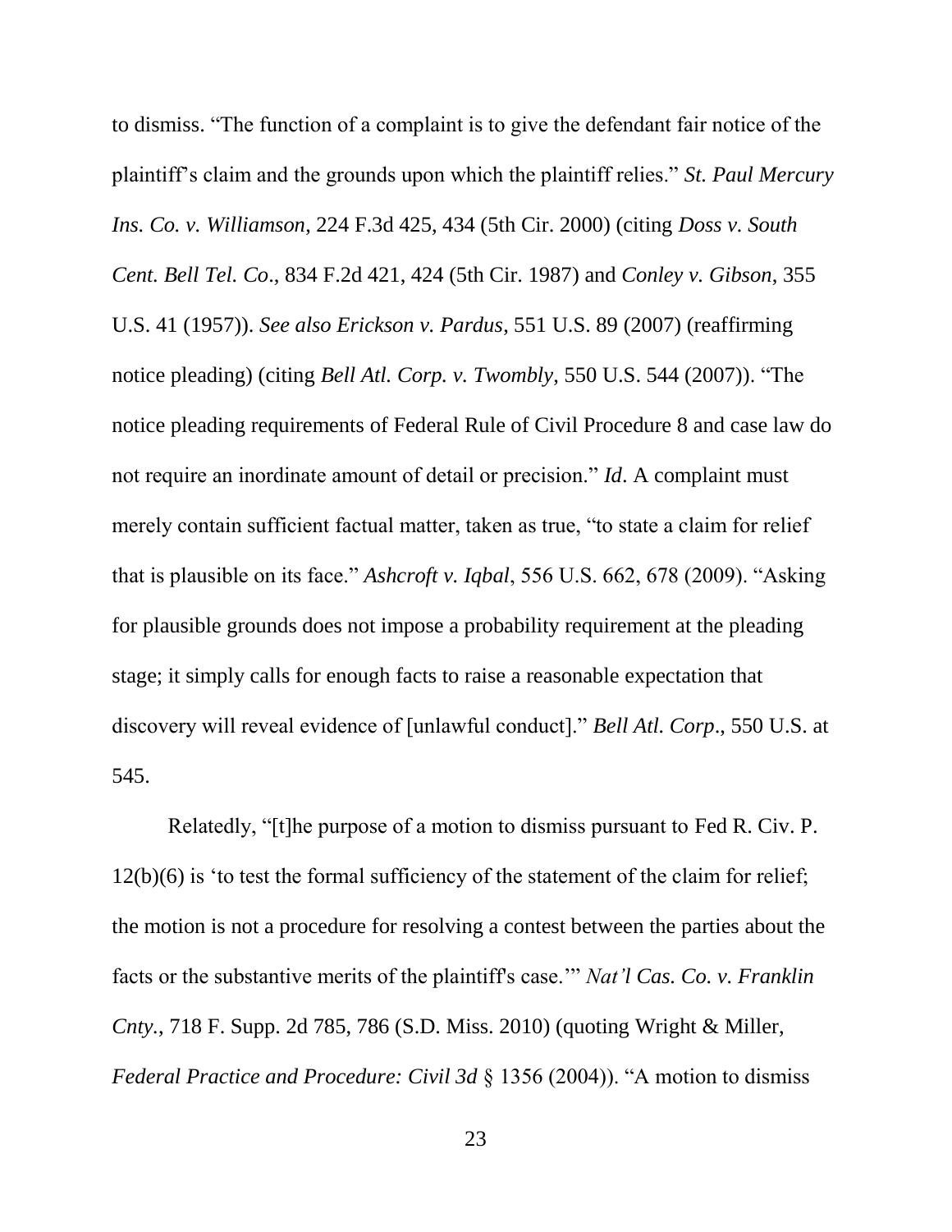to dismiss. "The function of a complaint is to give the defendant fair notice of the plaintiff's claim and the grounds upon which the plaintiff relies." *St. Paul Mercury Ins. Co. v. Williamson*, 224 F.3d 425, 434 (5th Cir. 2000) (citing *Doss v. South Cent. Bell Tel. Co*., 834 F.2d 421, 424 (5th Cir. 1987) and *Conley v. Gibson*, 355 U.S. 41 (1957)). *See also Erickson v. Pardus*, 551 U.S. 89 (2007) (reaffirming notice pleading) (citing *Bell Atl. Corp. v. Twombly*, 550 U.S. 544 (2007)). "The notice pleading requirements of Federal Rule of Civil Procedure 8 and case law do not require an inordinate amount of detail or precision." *Id*. A complaint must merely contain sufficient factual matter, taken as true, "to state a claim for relief that is plausible on its face." *Ashcroft v. Iqbal*, 556 U.S. 662, 678 (2009). "Asking for plausible grounds does not impose a probability requirement at the pleading stage; it simply calls for enough facts to raise a reasonable expectation that discovery will reveal evidence of [unlawful conduct]." *Bell Atl. Corp*., 550 U.S. at 545.

Relatedly, "[t]he purpose of a motion to dismiss pursuant to Fed R. Civ. P. 12(b)(6) is 'to test the formal sufficiency of the statement of the claim for relief; the motion is not a procedure for resolving a contest between the parties about the facts or the substantive merits of the plaintiff's case.'" *Nat'l Cas. Co. v. Franklin Cnty.*, 718 F. Supp. 2d 785, 786 (S.D. Miss. 2010) (quoting Wright & Miller, *Federal Practice and Procedure: Civil 3d* § 1356 (2004)). "A motion to dismiss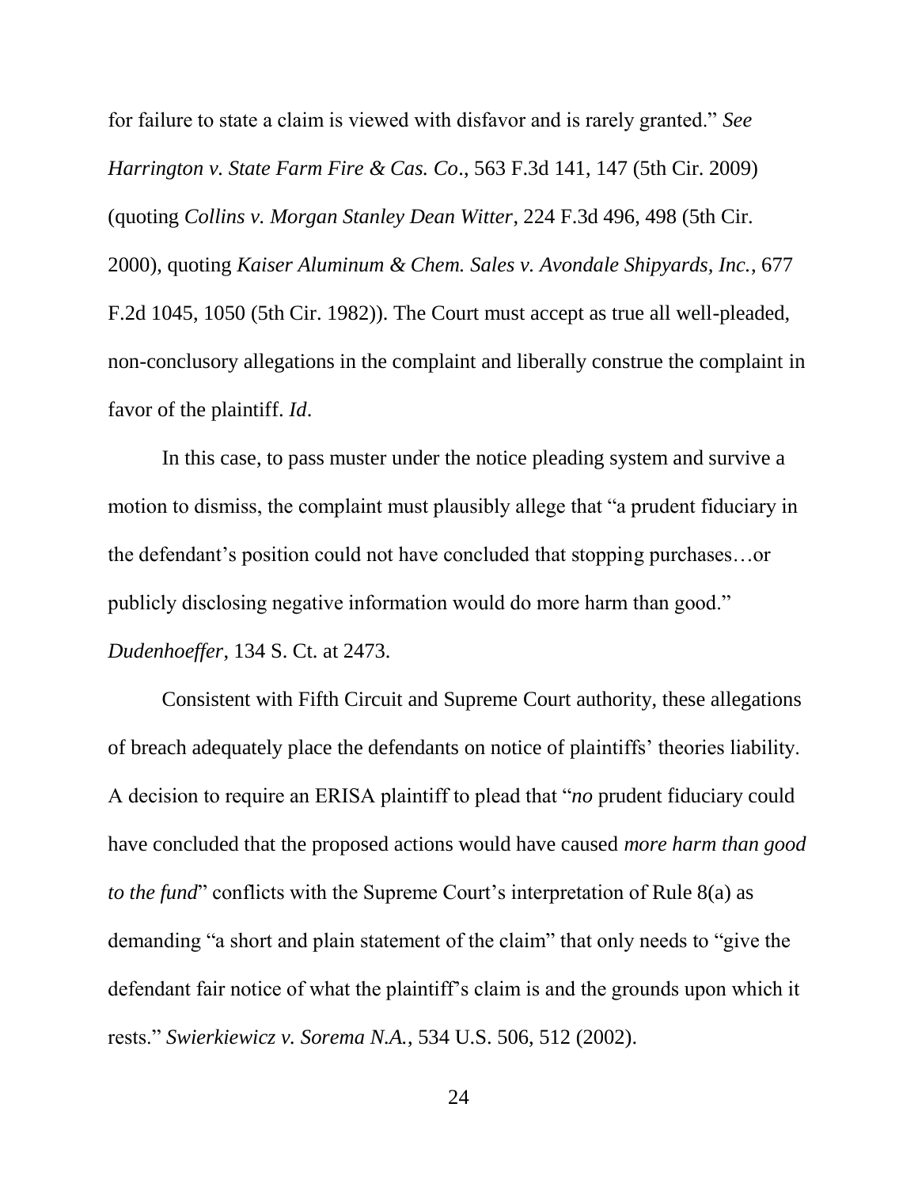for failure to state a claim is viewed with disfavor and is rarely granted." *See Harrington v. State Farm Fire & Cas. Co*., 563 F.3d 141, 147 (5th Cir. 2009) (quoting *Collins v. Morgan Stanley Dean Witter*, 224 F.3d 496, 498 (5th Cir. 2000), quoting *Kaiser Aluminum & Chem. Sales v. Avondale Shipyards, Inc.*, 677 F.2d 1045, 1050 (5th Cir. 1982)). The Court must accept as true all well-pleaded, non-conclusory allegations in the complaint and liberally construe the complaint in favor of the plaintiff. *Id*.

In this case, to pass muster under the notice pleading system and survive a motion to dismiss, the complaint must plausibly allege that "a prudent fiduciary in the defendant's position could not have concluded that stopping purchases…or publicly disclosing negative information would do more harm than good." *Dudenhoeffer*, 134 S. Ct. at 2473.

Consistent with Fifth Circuit and Supreme Court authority, these allegations of breach adequately place the defendants on notice of plaintiffs' theories liability. A decision to require an ERISA plaintiff to plead that "*no* prudent fiduciary could have concluded that the proposed actions would have caused *more harm than good to the fund*" conflicts with the Supreme Court's interpretation of Rule 8(a) as demanding "a short and plain statement of the claim" that only needs to "give the defendant fair notice of what the plaintiff's claim is and the grounds upon which it rests." *Swierkiewicz v. Sorema N.A.*, 534 U.S. 506, 512 (2002).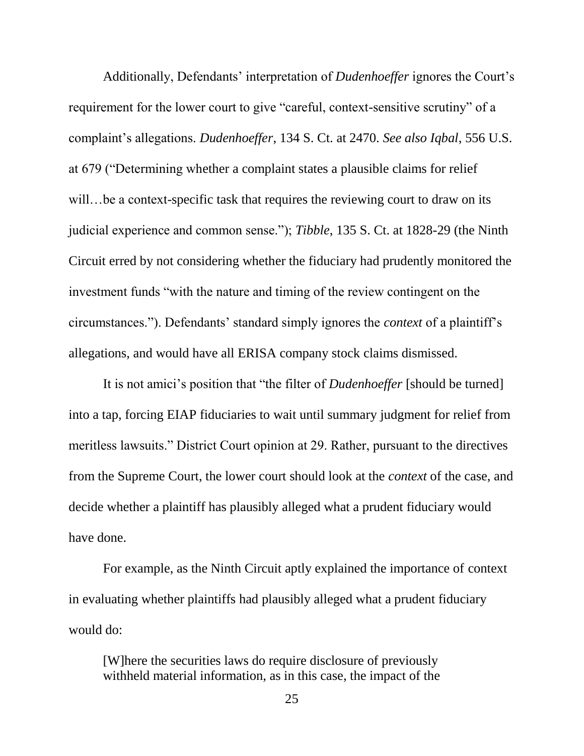Additionally, Defendants' interpretation of *Dudenhoeffer* ignores the Court's requirement for the lower court to give "careful, context-sensitive scrutiny" of a complaint's allegations. *Dudenhoeffer*, 134 S. Ct. at 2470. *See also Iqbal*, 556 U.S. at 679 ("Determining whether a complaint states a plausible claims for relief will…be a context-specific task that requires the reviewing court to draw on its judicial experience and common sense."); *Tibble*, 135 S. Ct. at 1828-29 (the Ninth Circuit erred by not considering whether the fiduciary had prudently monitored the investment funds "with the nature and timing of the review contingent on the circumstances."). Defendants' standard simply ignores the *context* of a plaintiff's allegations, and would have all ERISA company stock claims dismissed.

It is not amici's position that "the filter of *Dudenhoeffer* [should be turned] into a tap, forcing EIAP fiduciaries to wait until summary judgment for relief from meritless lawsuits." District Court opinion at 29. Rather, pursuant to the directives from the Supreme Court, the lower court should look at the *context* of the case, and decide whether a plaintiff has plausibly alleged what a prudent fiduciary would have done.

For example, as the Ninth Circuit aptly explained the importance of context in evaluating whether plaintiffs had plausibly alleged what a prudent fiduciary would do:

> [W]here the securities laws do require disclosure of previously withheld material information, as in this case, the impact of the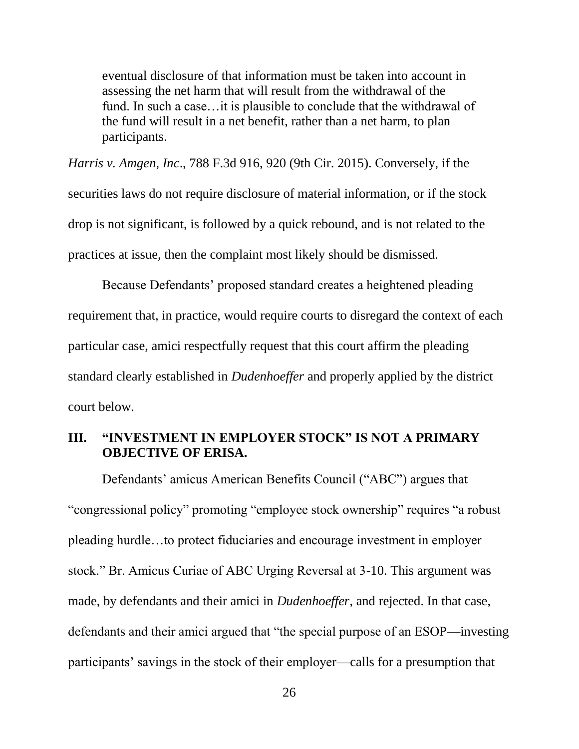> eventual disclosure of that information must be taken into account in assessing the net harm that will result from the withdrawal of the fund. In such a case…it is plausible to conclude that the withdrawal of the fund will result in a net benefit, rather than a net harm, to plan participants.

*Harris v. Amgen, Inc*., 788 F.3d 916, 920 (9th Cir. 2015). Conversely, if the securities laws do not require disclosure of material information, or if the stock drop is not significant, is followed by a quick rebound, and is not related to the practices at issue, then the complaint most likely should be dismissed.

Because Defendants' proposed standard creates a heightened pleading requirement that, in practice, would require courts to disregard the context of each particular case, amici respectfully request that this court affirm the pleading standard clearly established in *Dudenhoeffer* and properly applied by the district court below.

## III. "INVESTMENT IN EMPLOYER STOCK" IS NOT A PRIMARY OBJECTIVE OF ERISA.

Defendants' amicus American Benefits Council ("ABC") argues that "congressional policy" promoting "employee stock ownership" requires "a robust pleading hurdle…to protect fiduciaries and encourage investment in employer stock." Br. Amicus Curiae of ABC Urging Reversal at 3-10. This argument was made, by defendants and their amici in *Dudenhoeffer*, and rejected. In that case, defendants and their amici argued that "the special purpose of an ESOP—investing participants' savings in the stock of their employer—calls for a presumption that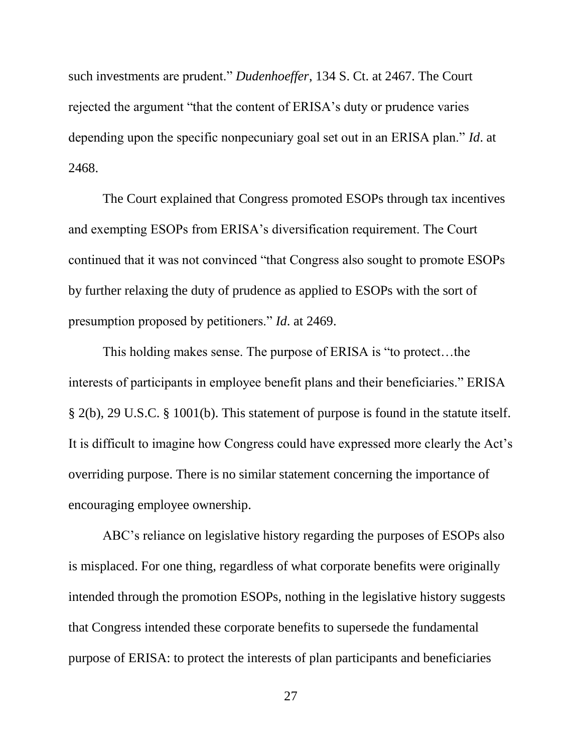such investments are prudent." *Dudenhoeffer*, 134 S. Ct. at 2467. The Court rejected the argument "that the content of ERISA's duty or prudence varies depending upon the specific nonpecuniary goal set out in an ERISA plan." *Id*. at 2468.

The Court explained that Congress promoted ESOPs through tax incentives and exempting ESOPs from ERISA's diversification requirement. The Court continued that it was not convinced "that Congress also sought to promote ESOPs by further relaxing the duty of prudence as applied to ESOPs with the sort of presumption proposed by petitioners." *Id*. at 2469.

This holding makes sense. The purpose of ERISA is "to protect…the interests of participants in employee benefit plans and their beneficiaries." ERISA § 2(b), 29 U.S.C. § 1001(b). This statement of purpose is found in the statute itself. It is difficult to imagine how Congress could have expressed more clearly the Act's overriding purpose. There is no similar statement concerning the importance of encouraging employee ownership.

ABC's reliance on legislative history regarding the purposes of ESOPs also is misplaced. For one thing, regardless of what corporate benefits were originally intended through the promotion ESOPs, nothing in the legislative history suggests that Congress intended these corporate benefits to supersede the fundamental purpose of ERISA: to protect the interests of plan participants and beneficiaries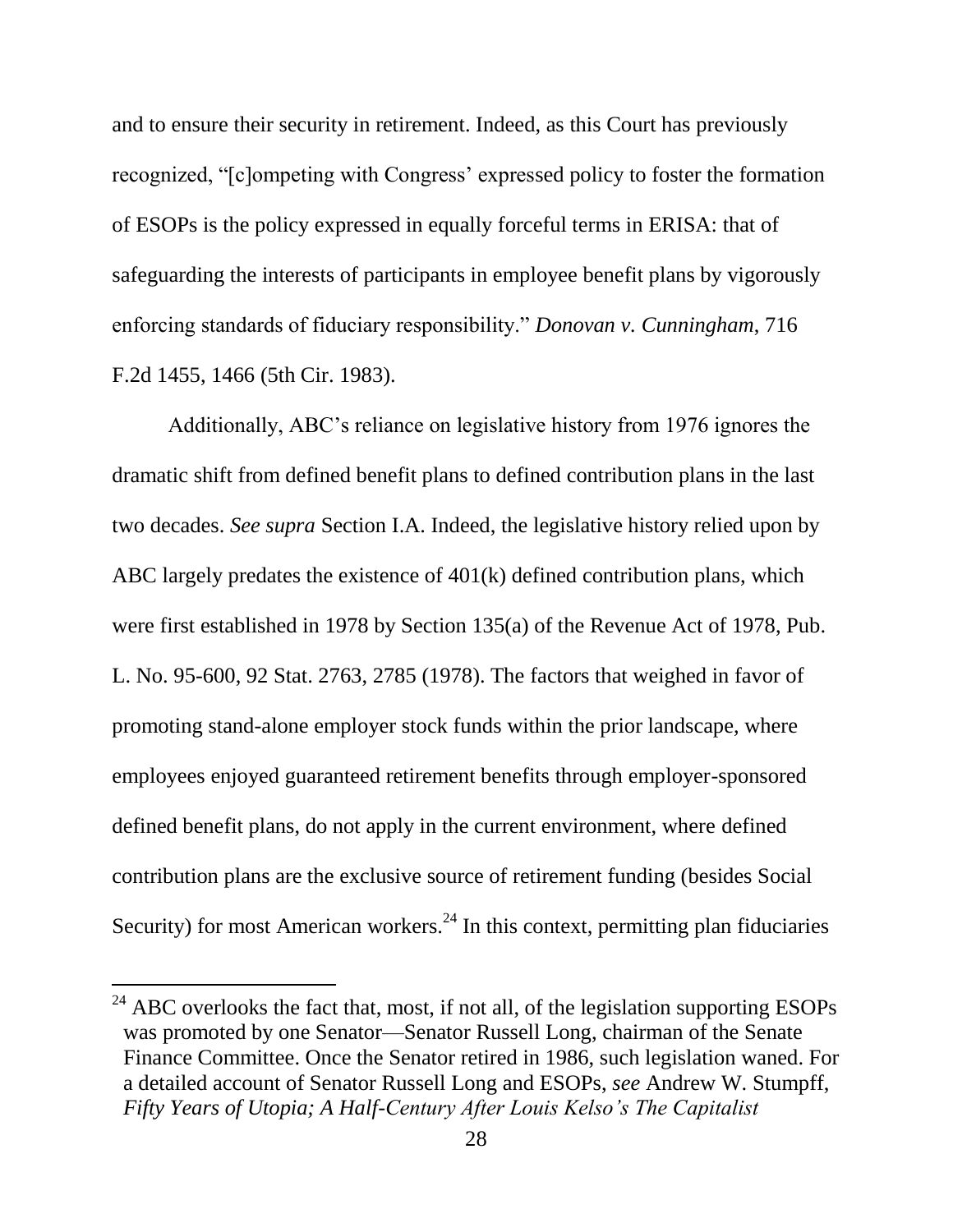and to ensure their security in retirement. Indeed, as this Court has previously recognized, "[c]ompeting with Congress' expressed policy to foster the formation of ESOPs is the policy expressed in equally forceful terms in ERISA: that of safeguarding the interests of participants in employee benefit plans by vigorously enforcing standards of fiduciary responsibility." *Donovan v. Cunningham*, 716 F.2d 1455, 1466 (5th Cir. 1983).

Additionally, ABC's reliance on legislative history from 1976 ignores the dramatic shift from defined benefit plans to defined contribution plans in the last two decades. *See supra* Section I.A. Indeed, the legislative history relied upon by ABC largely predates the existence of 401(k) defined contribution plans, which were first established in 1978 by Section 135(a) of the Revenue Act of 1978, Pub. L. No. 95-600, 92 Stat. 2763, 2785 (1978). The factors that weighed in favor of promoting stand-alone employer stock funds within the prior landscape, where employees enjoyed guaranteed retirement benefits through employer-sponsored defined benefit plans, do not apply in the current environment, where defined contribution plans are the exclusive source of retirement funding (besides Social Security) for most American workers.[24] In this context, permitting plan fiduciaries

---

[24] ABC overlooks the fact that, most, if not all, of the legislation supporting ESOPs was promoted by one Senator—Senator Russell Long, chairman of the Senate Finance Committee. Once the Senator retired in 1986, such legislation waned. For a detailed account of Senator Russell Long and ESOPs, *see* Andrew W. Stumpff, *Fifty Years of Utopia; A Half-Century After Louis Kelso's The Capitalist*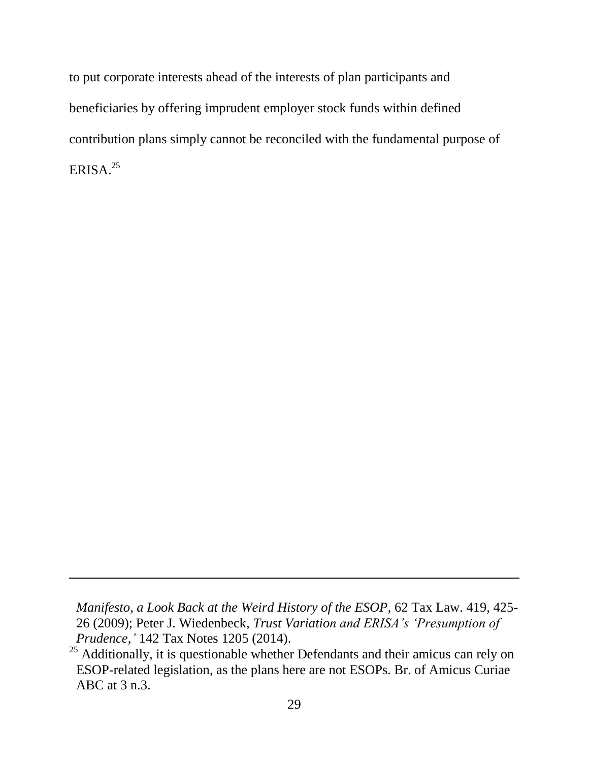to put corporate interests ahead of the interests of plan participants and beneficiaries by offering imprudent employer stock funds within defined contribution plans simply cannot be reconciled with the fundamental purpose of ERISA.[25]

---

*Manifesto, a Look Back at the Weird History of the ESOP*, 62 Tax Law. 419, 425-26 (2009); Peter J. Wiedenbeck, *Trust Variation and ERISA's 'Presumption of Prudence,'* 142 Tax Notes 1205 (2014).

[25] Additionally, it is questionable whether Defendants and their amicus can rely on ESOP-related legislation, as the plans here are not ESOPs. Br. of Amicus Curiae ABC at 3 n.3.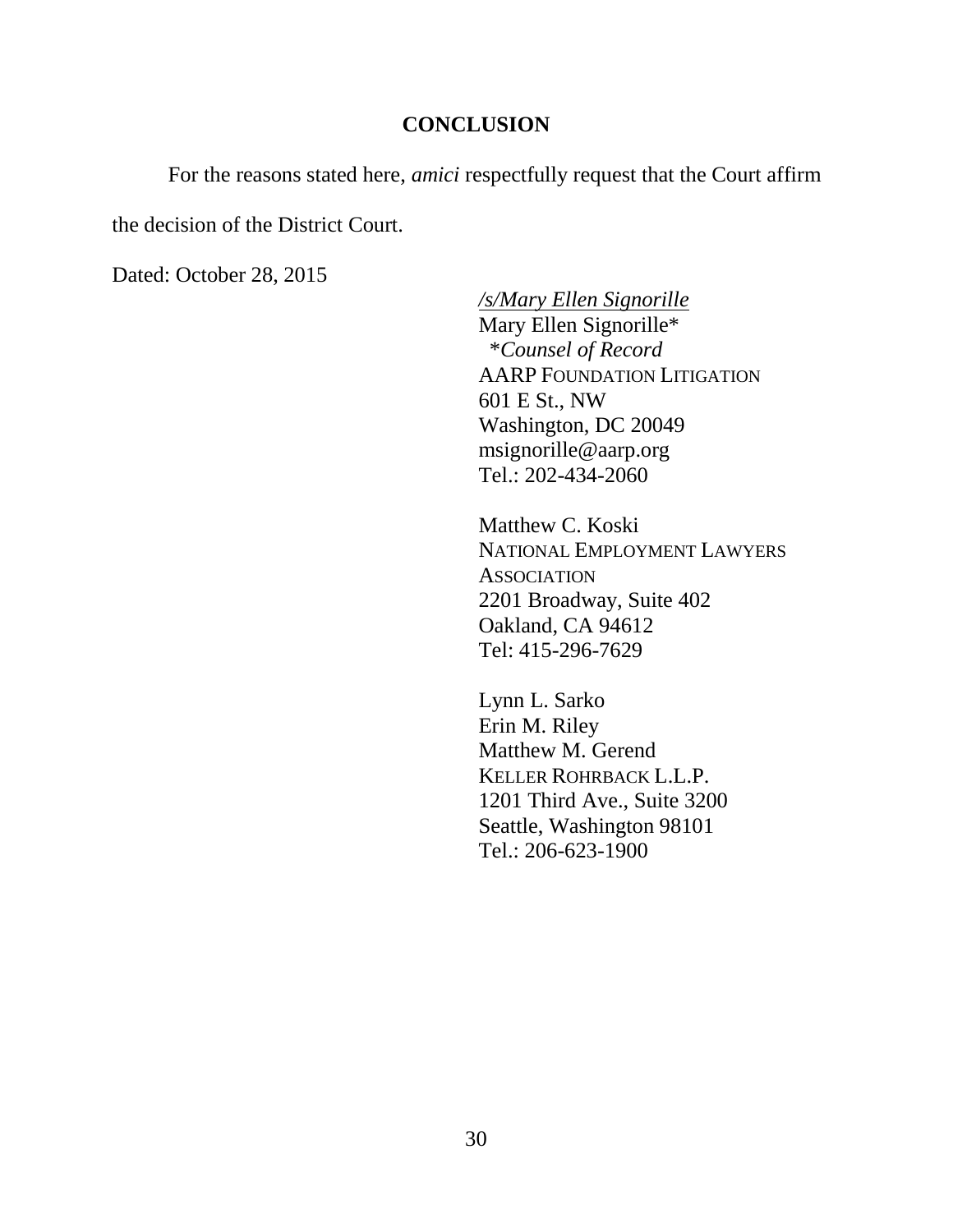## CONCLUSION

For the reasons stated here, *amici* respectfully request that the Court affirm the decision of the District Court.

Dated: October 28, 2015

/s/Mary Ellen Signorille
Mary Ellen Signorille*
*\*Counsel of Record*
AARP FOUNDATION LITIGATION
601 E St., NW
Washington, DC 20049
msignorille@aarp.org
Tel.: 202-434-2060

Matthew C. Koski
NATIONAL EMPLOYMENT LAWYERS ASSOCIATION
2201 Broadway, Suite 402
Oakland, CA 94612
Tel: 415-296-7629

Lynn L. Sarko
Erin M. Riley
Matthew M. Gerend
KELLER ROHRBACK L.L.P.
1201 Third Ave., Suite 3200
Seattle, Washington 98101
Tel.: 206-623-1900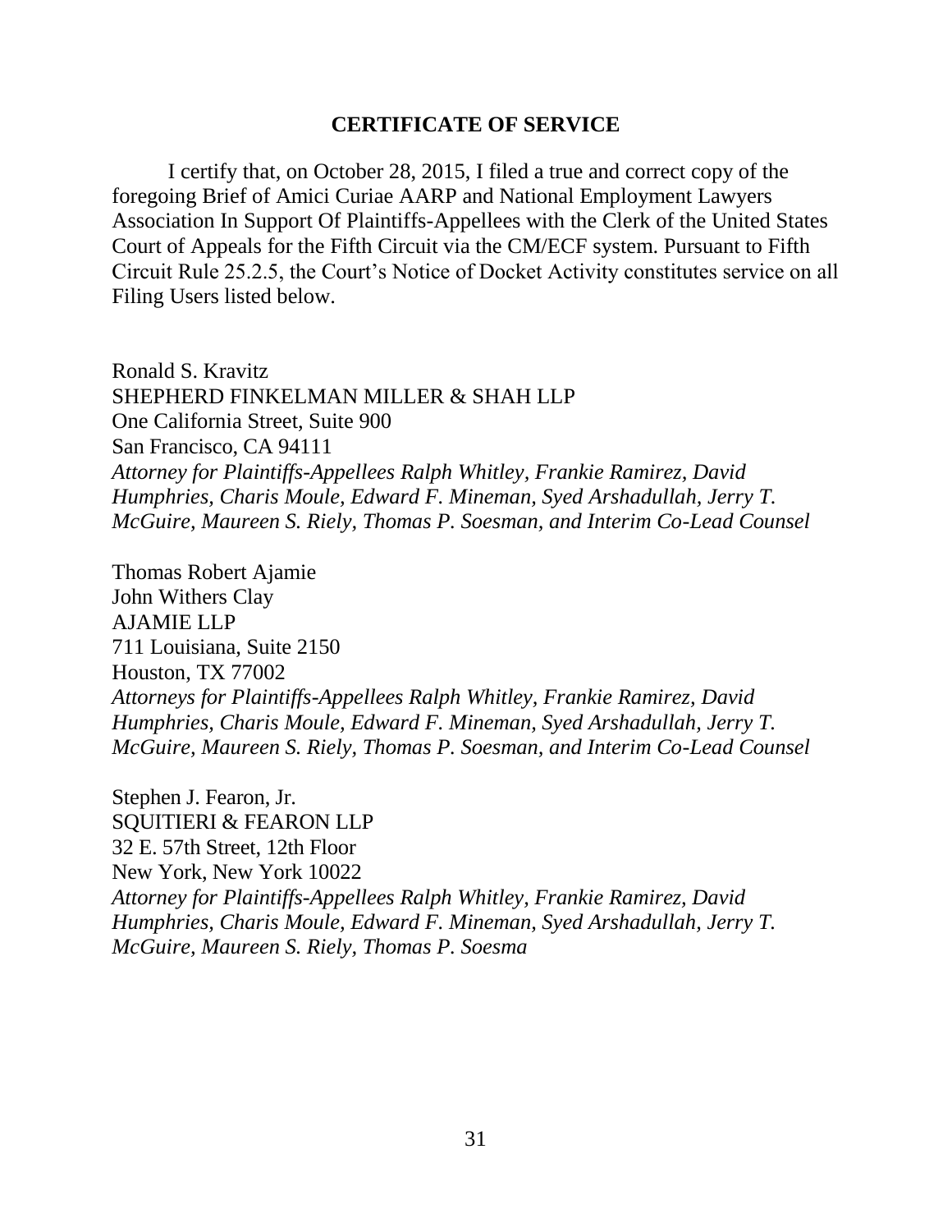## CERTIFICATE OF SERVICE

I certify that, on October 28, 2015, I filed a true and correct copy of the foregoing Brief of Amici Curiae AARP and National Employment Lawyers Association In Support Of Plaintiffs-Appellees with the Clerk of the United States Court of Appeals for the Fifth Circuit via the CM/ECF system. Pursuant to Fifth Circuit Rule 25.2.5, the Court's Notice of Docket Activity constitutes service on all Filing Users listed below.

Ronald S. Kravitz
SHEPHERD FINKELMAN MILLER & SHAH LLP
One California Street, Suite 900
San Francisco, CA 94111
*Attorney for Plaintiffs-Appellees Ralph Whitley, Frankie Ramirez, David Humphries, Charis Moule, Edward F. Mineman, Syed Arshadullah, Jerry T. McGuire, Maureen S. Riely, Thomas P. Soesman, and Interim Co-Lead Counsel*

Thomas Robert Ajamie
John Withers Clay
AJAMIE LLP
711 Louisiana, Suite 2150
Houston, TX 77002
*Attorneys for Plaintiffs-Appellees Ralph Whitley, Frankie Ramirez, David Humphries, Charis Moule, Edward F. Mineman, Syed Arshadullah, Jerry T. McGuire, Maureen S. Riely, Thomas P. Soesman, and Interim Co-Lead Counsel*

Stephen J. Fearon, Jr.
SQUITIERI & FEARON LLP
32 E. 57th Street, 12th Floor
New York, New York 10022
*Attorney for Plaintiffs-Appellees Ralph Whitley, Frankie Ramirez, David Humphries, Charis Moule, Edward F. Mineman, Syed Arshadullah, Jerry T. McGuire, Maureen S. Riely, Thomas P. Soesma*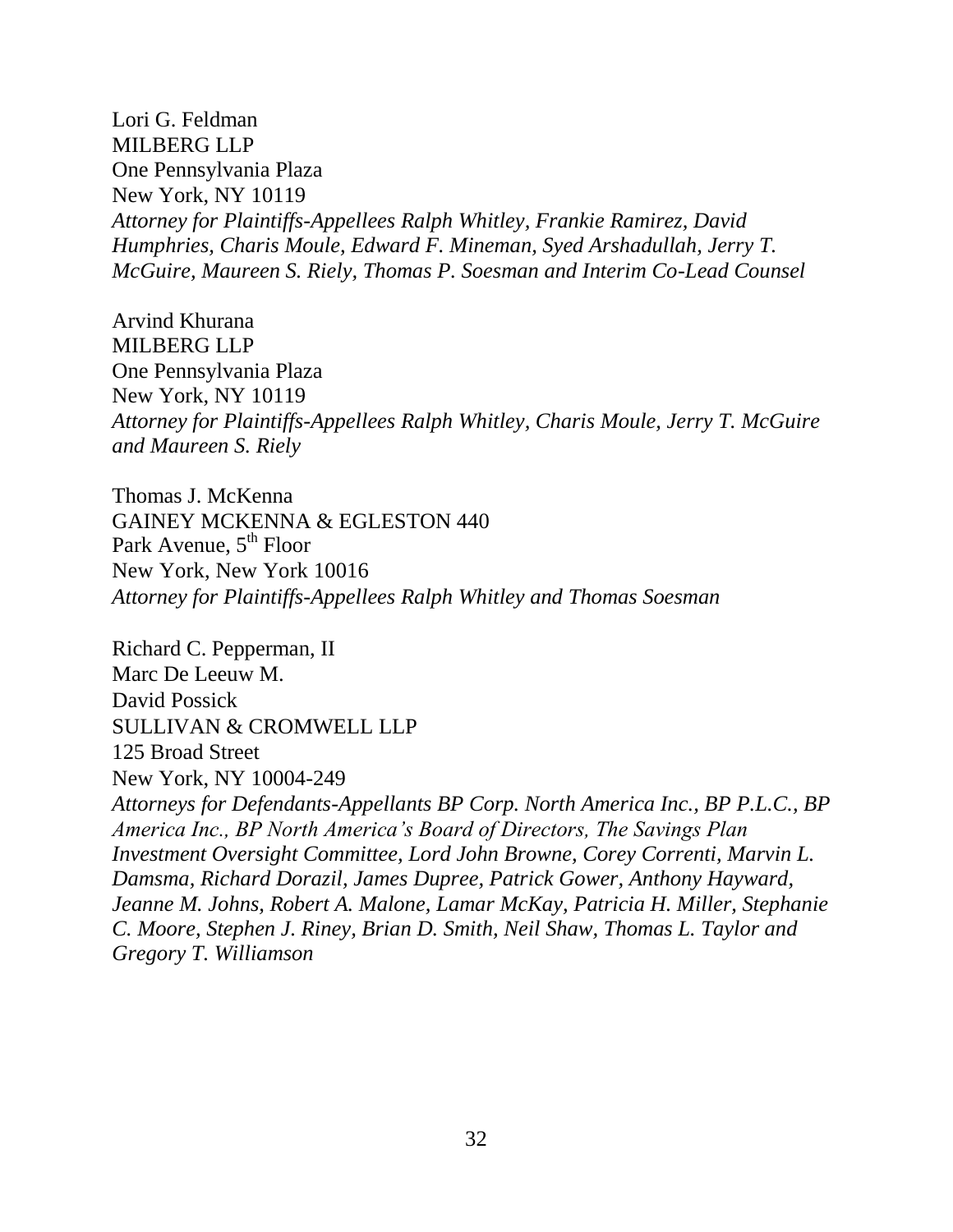Lori G. Feldman
MILBERG LLP
One Pennsylvania Plaza
New York, NY 10119
*Attorney for Plaintiffs-Appellees Ralph Whitley, Frankie Ramirez, David Humphries, Charis Moule, Edward F. Mineman, Syed Arshadullah, Jerry T. McGuire, Maureen S. Riely, Thomas P. Soesman and Interim Co-Lead Counsel*

Arvind Khurana
MILBERG LLP
One Pennsylvania Plaza
New York, NY 10119
*Attorney for Plaintiffs-Appellees Ralph Whitley, Charis Moule, Jerry T. McGuire and Maureen S. Riely*

Thomas J. McKenna
GAINEY MCKENNA & EGLESTON 440
Park Avenue, 5th Floor
New York, New York 10016
*Attorney for Plaintiffs-Appellees Ralph Whitley and Thomas Soesman*

Richard C. Pepperman, II
Marc De Leeuw M.
David Possick
SULLIVAN & CROMWELL LLP
125 Broad Street
New York, NY 10004-249
*Attorneys for Defendants-Appellants BP Corp. North America Inc., BP P.L.C., BP America Inc., BP North America's Board of Directors, The Savings Plan Investment Oversight Committee, Lord John Browne, Corey Correnti, Marvin L. Damsma, Richard Dorazil, James Dupree, Patrick Gower, Anthony Hayward, Jeanne M. Johns, Robert A. Malone, Lamar McKay, Patricia H. Miller, Stephanie C. Moore, Stephen J. Riney, Brian D. Smith, Neil Shaw, Thomas L. Taylor and Gregory T. Williamson*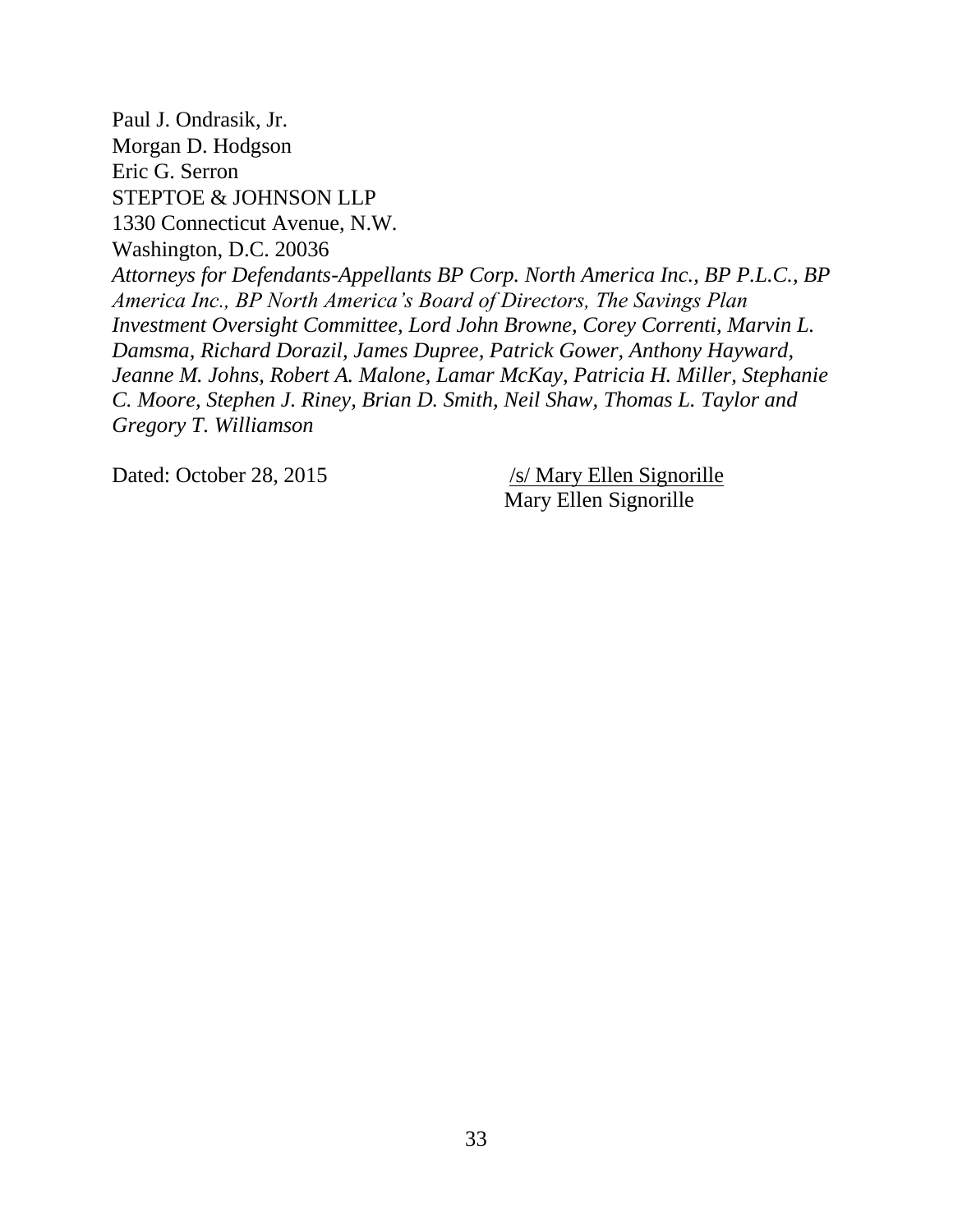Paul J. Ondrasik, Jr.
Morgan D. Hodgson
Eric G. Serron
STEPTOE & JOHNSON LLP
1330 Connecticut Avenue, N.W.
Washington, D.C. 20036
*Attorneys for Defendants-Appellants BP Corp. North America Inc., BP P.L.C., BP America Inc., BP North America's Board of Directors, The Savings Plan Investment Oversight Committee, Lord John Browne, Corey Correnti, Marvin L. Damsma, Richard Dorazil, James Dupree, Patrick Gower, Anthony Hayward, Jeanne M. Johns, Robert A. Malone, Lamar McKay, Patricia H. Miller, Stephanie C. Moore, Stephen J. Riney, Brian D. Smith, Neil Shaw, Thomas L. Taylor and Gregory T. Williamson*

Dated: October 28, 2015

/s/ Mary Ellen Signorille
Mary Ellen Signorille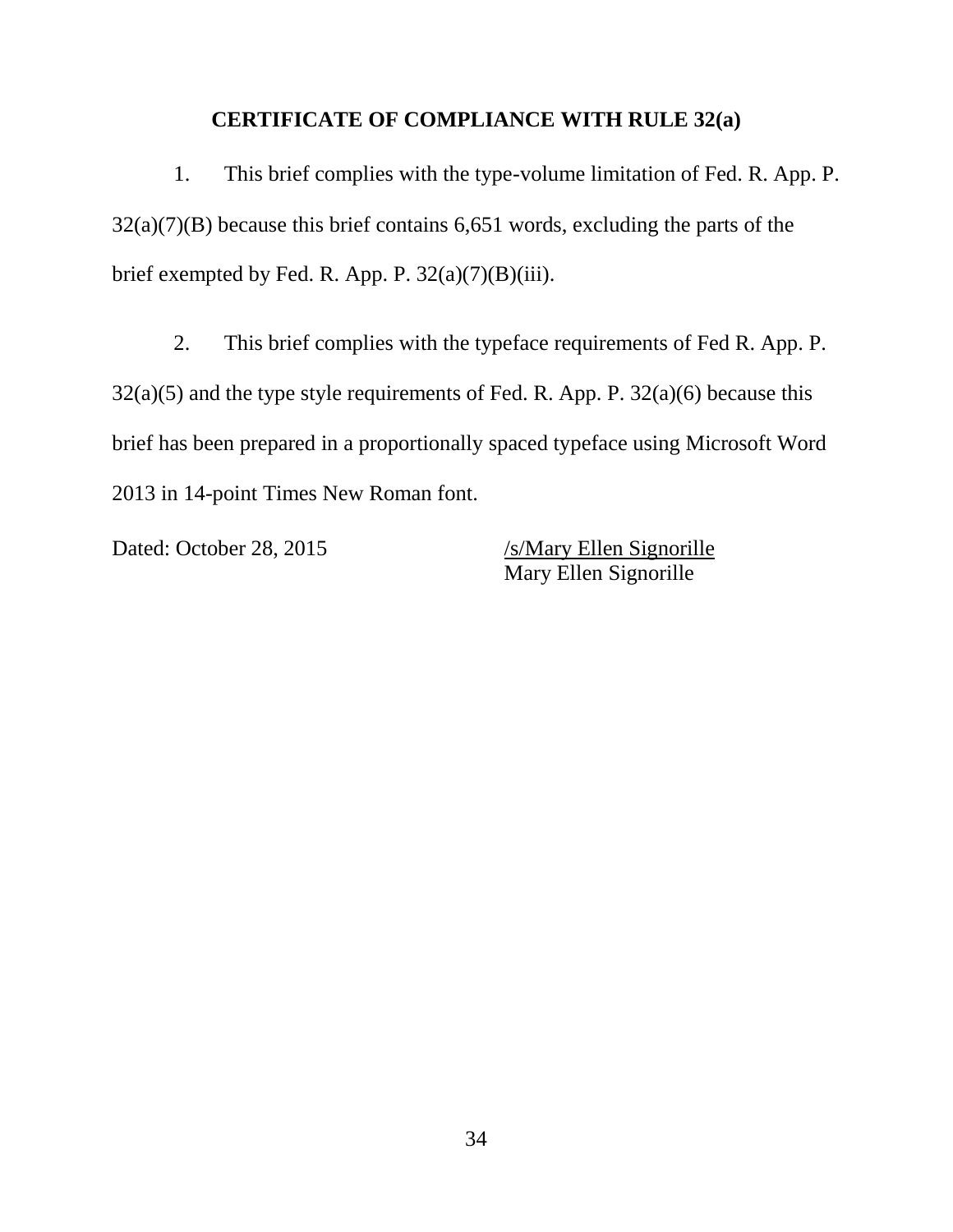## CERTIFICATE OF COMPLIANCE WITH RULE 32(a)

1. This brief complies with the type-volume limitation of Fed. R. App. P. 32(a)(7)(B) because this brief contains 6,651 words, excluding the parts of the brief exempted by Fed. R. App. P. 32(a)(7)(B)(iii).

2. This brief complies with the typeface requirements of Fed R. App. P. 32(a)(5) and the type style requirements of Fed. R. App. P. 32(a)(6) because this brief has been prepared in a proportionally spaced typeface using Microsoft Word 2013 in 14-point Times New Roman font.

Dated: October 28, 2015

/s/Mary Ellen Signorille
Mary Ellen Signorille